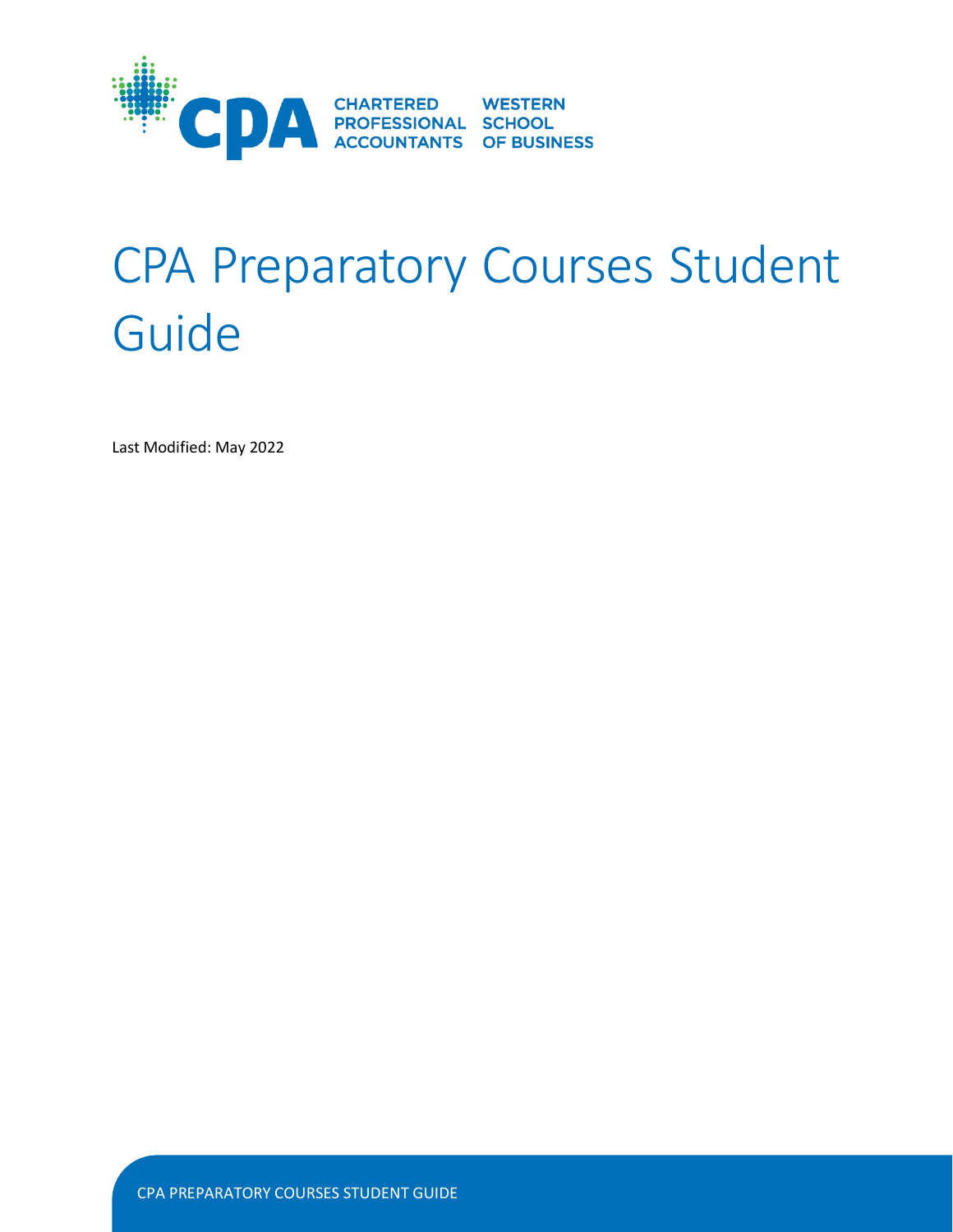CHARTERED PROFESSIONAL ACCOUNTANTS WESTERN SCHOOL OF BUSINESS

# CPA Preparatory Courses Student Guide

Last Modified: May 2022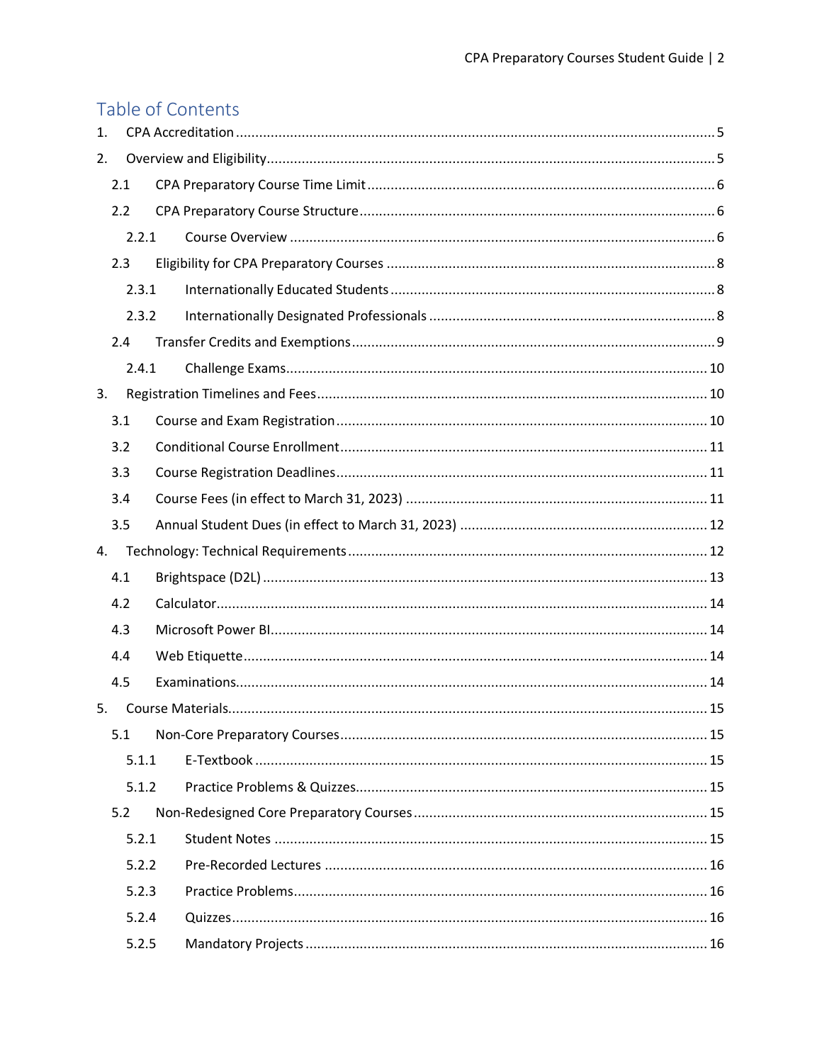## Table of Contents

1. CPA Accreditation ........................................................................................................................ 5
2. Overview and Eligibility ................................................................................................................. 5
   - 2.1 CPA Preparatory Course Time Limit ......................................................................................... 6
   - 2.2 CPA Preparatory Course Structure ........................................................................................... 6
     - 2.2.1 Course Overview ............................................................................................................... 6
   - 2.3 Eligibility for CPA Preparatory Courses .................................................................................... 8
     - 2.3.1 Internationally Educated Students ...................................................................................... 8
     - 2.3.2 Internationally Designated Professionals ........................................................................... 8
   - 2.4 Transfer Credits and Exemptions ............................................................................................. 9
     - 2.4.1 Challenge Exams ............................................................................................................... 10
3. Registration Timelines and Fees .................................................................................................... 10
   - 3.1 Course and Exam Registration ............................................................................................... 10
   - 3.2 Conditional Course Enrollment ............................................................................................... 11
   - 3.3 Course Registration Deadlines ................................................................................................ 11
   - 3.4 Course Fees (in effect to March 31, 2023) ............................................................................... 11
   - 3.5 Annual Student Dues (in effect to March 31, 2023) ................................................................ 12
4. Technology: Technical Requirements ............................................................................................ 12
   - 4.1 Brightspace (D2L) ................................................................................................................... 13
   - 4.2 Calculator ............................................................................................................................... 14
   - 4.3 Microsoft Power BI ................................................................................................................. 14
   - 4.4 Web Etiquette ......................................................................................................................... 14
   - 4.5 Examinations ........................................................................................................................... 14
5. Course Materials ........................................................................................................................... 15
   - 5.1 Non-Core Preparatory Courses ............................................................................................... 15
     - 5.1.1 E-Textbook ........................................................................................................................ 15
     - 5.1.2 Practice Problems & Quizzes ............................................................................................. 15
   - 5.2 Non-Redesigned Core Preparatory Courses ........................................................................... 15
     - 5.2.1 Student Notes .................................................................................................................... 15
     - 5.2.2 Pre-Recorded Lectures ...................................................................................................... 16
     - 5.2.3 Practice Problems .............................................................................................................. 16
     - 5.2.4 Quizzes .............................................................................................................................. 16
     - 5.2.5 Mandatory Projects ........................................................................................................... 16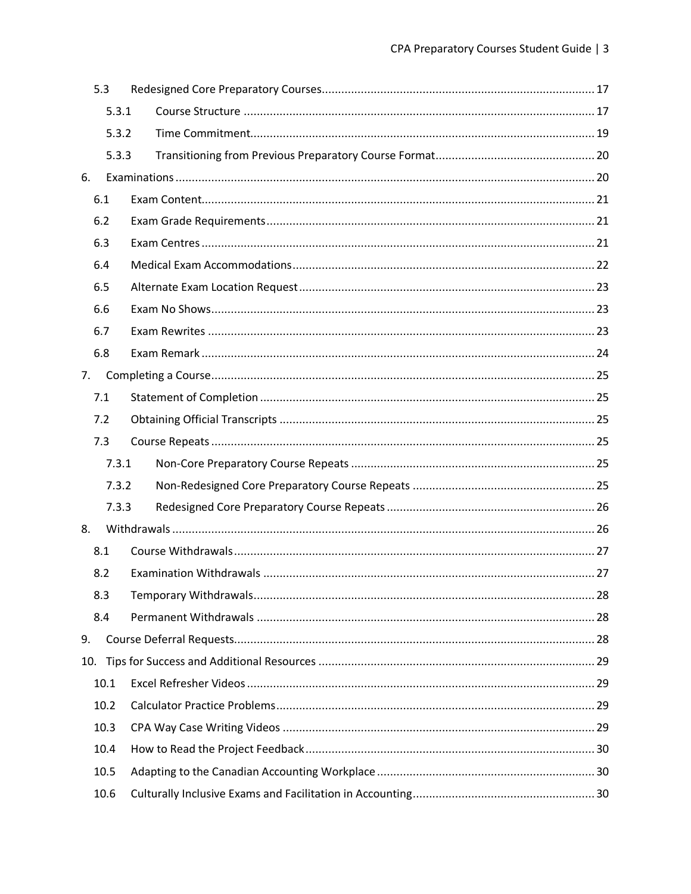- 5.3 Redesigned Core Preparatory Courses ... 17
  - 5.3.1 Course Structure ... 17
  - 5.3.2 Time Commitment ... 19
  - 5.3.3 Transitioning from Previous Preparatory Course Format ... 20
- 6. Examinations ... 20
  - 6.1 Exam Content ... 21
  - 6.2 Exam Grade Requirements ... 21
  - 6.3 Exam Centres ... 21
  - 6.4 Medical Exam Accommodations ... 22
  - 6.5 Alternate Exam Location Request ... 23
  - 6.6 Exam No Shows ... 23
  - 6.7 Exam Rewrites ... 23
  - 6.8 Exam Remark ... 24
- 7. Completing a Course ... 25
  - 7.1 Statement of Completion ... 25
  - 7.2 Obtaining Official Transcripts ... 25
  - 7.3 Course Repeats ... 25
    - 7.3.1 Non-Core Preparatory Course Repeats ... 25
    - 7.3.2 Non-Redesigned Core Preparatory Course Repeats ... 25
    - 7.3.3 Redesigned Core Preparatory Course Repeats ... 26
- 8. Withdrawals ... 26
  - 8.1 Course Withdrawals ... 27
  - 8.2 Examination Withdrawals ... 27
  - 8.3 Temporary Withdrawals ... 28
  - 8.4 Permanent Withdrawals ... 28
- 9. Course Deferral Requests ... 28
- 10. Tips for Success and Additional Resources ... 29
  - 10.1 Excel Refresher Videos ... 29
  - 10.2 Calculator Practice Problems ... 29
  - 10.3 CPA Way Case Writing Videos ... 29
  - 10.4 How to Read the Project Feedback ... 30
  - 10.5 Adapting to the Canadian Accounting Workplace ... 30
  - 10.6 Culturally Inclusive Exams and Facilitation in Accounting ... 30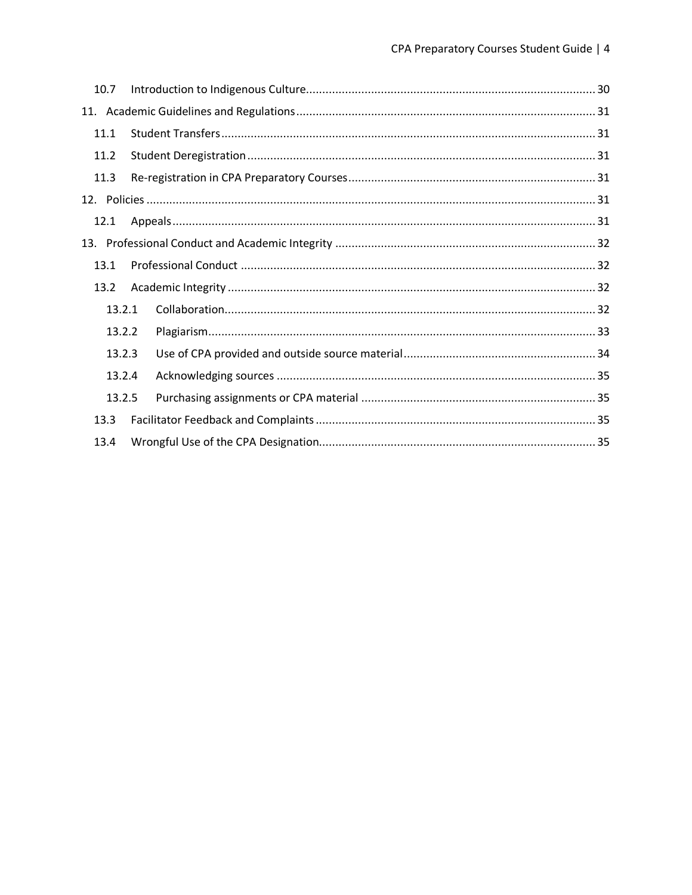10.7 Introduction to Indigenous Culture ........ 30

11. Academic Guidelines and Regulations ........ 31

11.1 Student Transfers ........ 31

11.2 Student Deregistration ........ 31

11.3 Re-registration in CPA Preparatory Courses ........ 31

12. Policies ........ 31

12.1 Appeals ........ 31

13. Professional Conduct and Academic Integrity ........ 32

13.1 Professional Conduct ........ 32

13.2 Academic Integrity ........ 32

13.2.1 Collaboration ........ 32

13.2.2 Plagiarism ........ 33

13.2.3 Use of CPA provided and outside source material ........ 34

13.2.4 Acknowledging sources ........ 35

13.2.5 Purchasing assignments or CPA material ........ 35

13.3 Facilitator Feedback and Complaints ........ 35

13.4 Wrongful Use of the CPA Designation ........ 35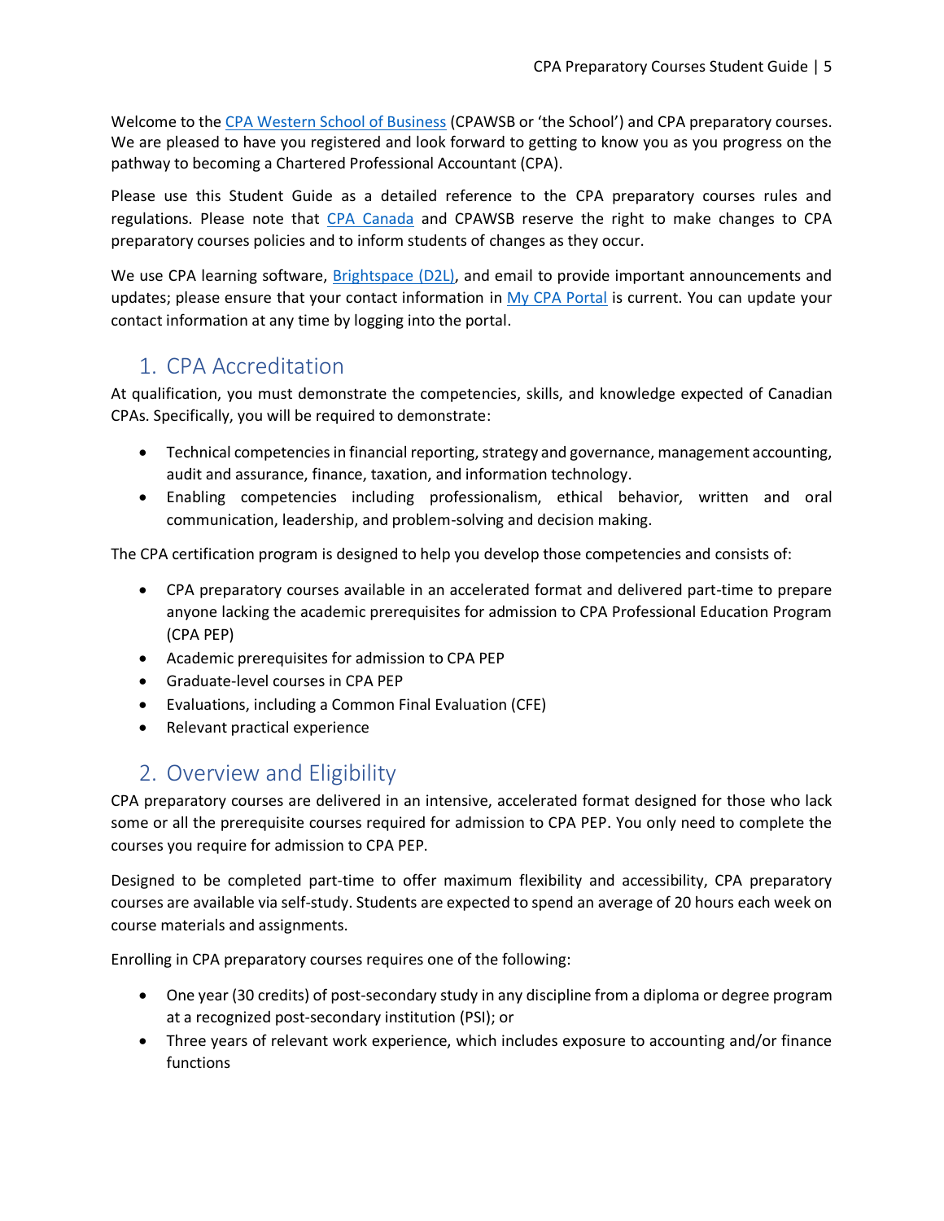Welcome to the CPA Western School of Business (CPAWSB or 'the School') and CPA preparatory courses. We are pleased to have you registered and look forward to getting to know you as you progress on the pathway to becoming a Chartered Professional Accountant (CPA).

Please use this Student Guide as a detailed reference to the CPA preparatory courses rules and regulations. Please note that CPA Canada and CPAWSB reserve the right to make changes to CPA preparatory courses policies and to inform students of changes as they occur.

We use CPA learning software, Brightspace (D2L), and email to provide important announcements and updates; please ensure that your contact information in My CPA Portal is current. You can update your contact information at any time by logging into the portal.

## 1. CPA Accreditation

At qualification, you must demonstrate the competencies, skills, and knowledge expected of Canadian CPAs. Specifically, you will be required to demonstrate:

- Technical competencies in financial reporting, strategy and governance, management accounting, audit and assurance, finance, taxation, and information technology.
- Enabling competencies including professionalism, ethical behavior, written and oral communication, leadership, and problem-solving and decision making.

The CPA certification program is designed to help you develop those competencies and consists of:

- CPA preparatory courses available in an accelerated format and delivered part-time to prepare anyone lacking the academic prerequisites for admission to CPA Professional Education Program (CPA PEP)
- Academic prerequisites for admission to CPA PEP
- Graduate-level courses in CPA PEP
- Evaluations, including a Common Final Evaluation (CFE)
- Relevant practical experience

## 2. Overview and Eligibility

CPA preparatory courses are delivered in an intensive, accelerated format designed for those who lack some or all the prerequisite courses required for admission to CPA PEP. You only need to complete the courses you require for admission to CPA PEP.

Designed to be completed part-time to offer maximum flexibility and accessibility, CPA preparatory courses are available via self-study. Students are expected to spend an average of 20 hours each week on course materials and assignments.

Enrolling in CPA preparatory courses requires one of the following:

- One year (30 credits) of post-secondary study in any discipline from a diploma or degree program at a recognized post-secondary institution (PSI); or
- Three years of relevant work experience, which includes exposure to accounting and/or finance functions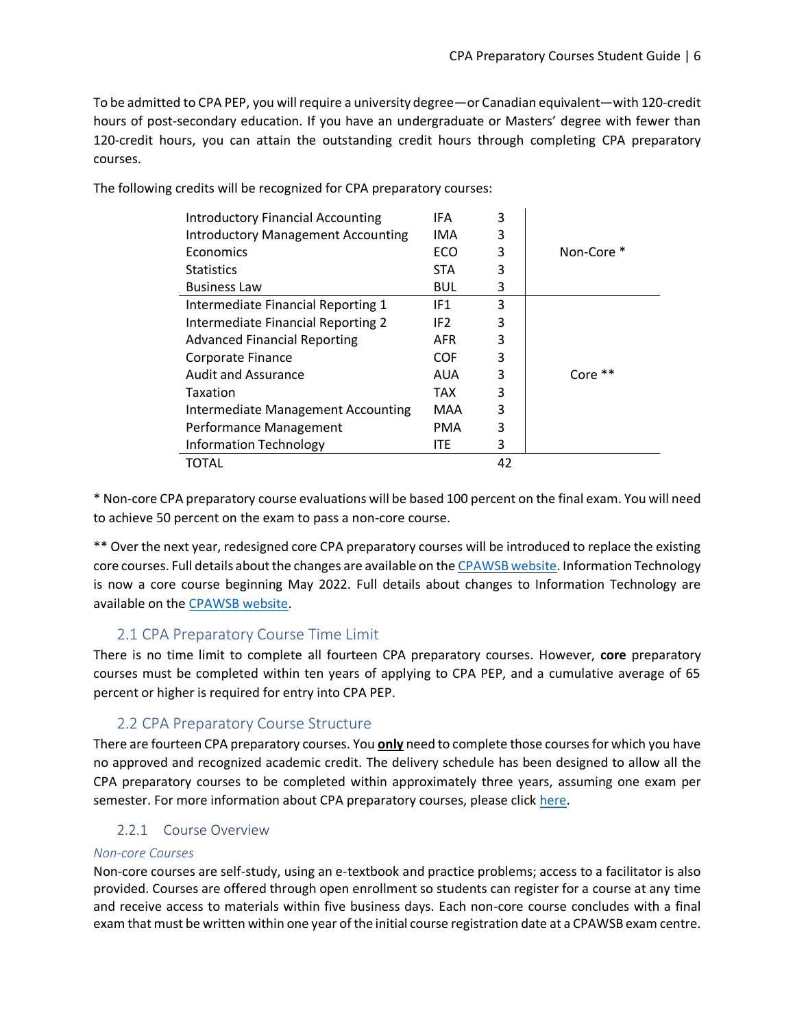To be admitted to CPA PEP, you will require a university degree—or Canadian equivalent—with 120-credit hours of post-secondary education. If you have an undergraduate or Masters' degree with fewer than 120-credit hours, you can attain the outstanding credit hours through completing CPA preparatory courses.

The following credits will be recognized for CPA preparatory courses:

| Course | Code | Credits | |
|---|---|---|---|
| Introductory Financial Accounting | IFA | 3 | Non-Core * |
| Introductory Management Accounting | IMA | 3 | |
| Economics | ECO | 3 | |
| Statistics | STA | 3 | |
| Business Law | BUL | 3 | |
| Intermediate Financial Reporting 1 | IF1 | 3 | Core ** |
| Intermediate Financial Reporting 2 | IF2 | 3 | |
| Advanced Financial Reporting | AFR | 3 | |
| Corporate Finance | COF | 3 | |
| Audit and Assurance | AUA | 3 | |
| Taxation | TAX | 3 | |
| Intermediate Management Accounting | MAA | 3 | |
| Performance Management | PMA | 3 | |
| Information Technology | ITE | 3 | |
| TOTAL | | 42 | |

* Non-core CPA preparatory course evaluations will be based 100 percent on the final exam. You will need to achieve 50 percent on the exam to pass a non-core course.

** Over the next year, redesigned core CPA preparatory courses will be introduced to replace the existing core courses. Full details about the changes are available on the [CPAWSB website](). Information Technology is now a core course beginning May 2022. Full details about changes to Information Technology are available on the [CPAWSB website]().

## 2.1 CPA Preparatory Course Time Limit

There is no time limit to complete all fourteen CPA preparatory courses. However, **core** preparatory courses must be completed within ten years of applying to CPA PEP, and a cumulative average of 65 percent or higher is required for entry into CPA PEP.

## 2.2 CPA Preparatory Course Structure

There are fourteen CPA preparatory courses. You **only** need to complete those courses for which you have no approved and recognized academic credit. The delivery schedule has been designed to allow all the CPA preparatory courses to be completed within approximately three years, assuming one exam per semester. For more information about CPA preparatory courses, please click [here]().

### 2.2.1 Course Overview

*Non-core Courses*

Non-core courses are self-study, using an e-textbook and practice problems; access to a facilitator is also provided. Courses are offered through open enrollment so students can register for a course at any time and receive access to materials within five business days. Each non-core course concludes with a final exam that must be written within one year of the initial course registration date at a CPAWSB exam centre.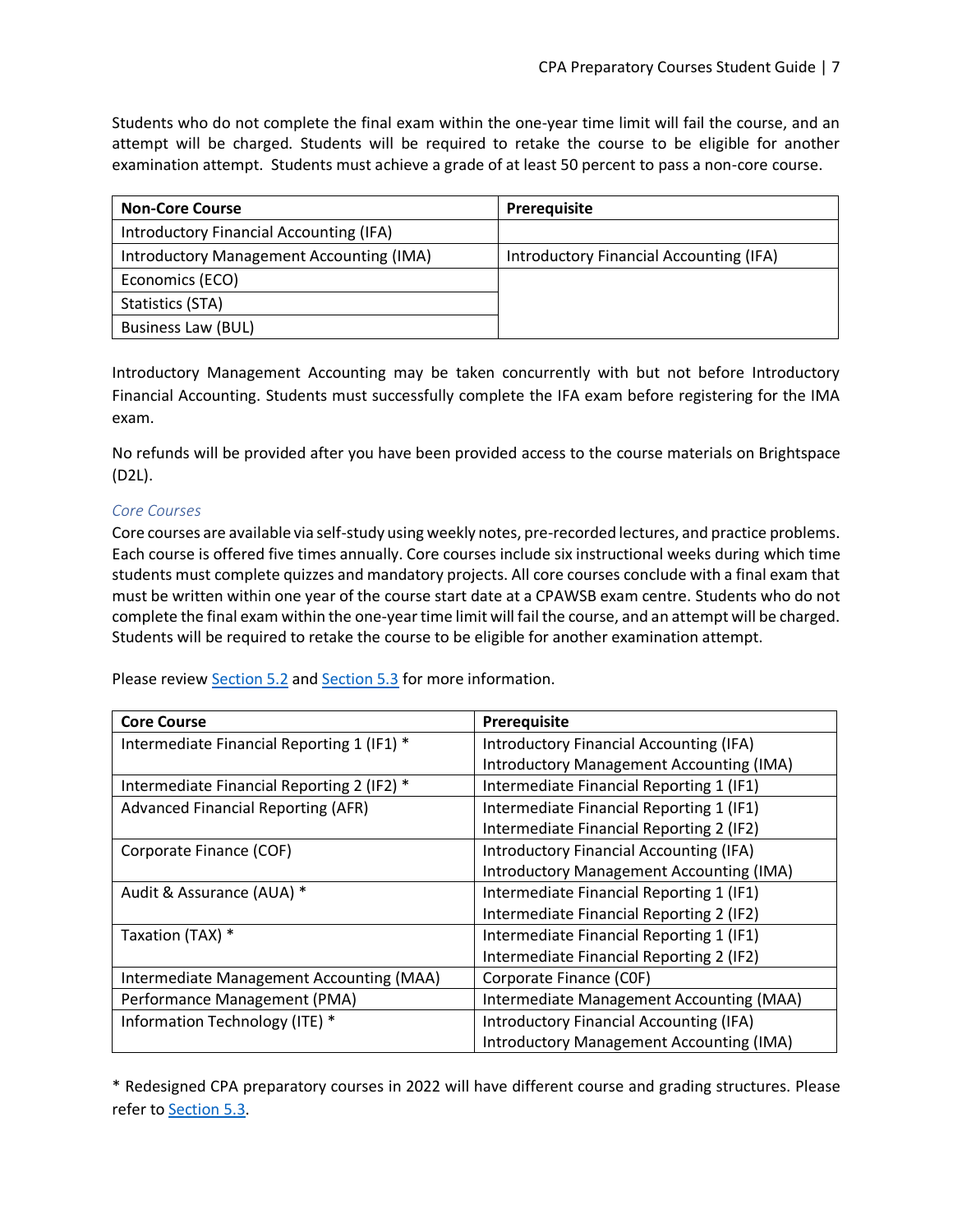Students who do not complete the final exam within the one-year time limit will fail the course, and an attempt will be charged. Students will be required to retake the course to be eligible for another examination attempt. Students must achieve a grade of at least 50 percent to pass a non-core course.

| Non-Core Course | Prerequisite |
|---|---|
| Introductory Financial Accounting (IFA) | |
| Introductory Management Accounting (IMA) | Introductory Financial Accounting (IFA) |
| Economics (ECO) | |
| Statistics (STA) | |
| Business Law (BUL) | |

Introductory Management Accounting may be taken concurrently with but not before Introductory Financial Accounting. Students must successfully complete the IFA exam before registering for the IMA exam.

No refunds will be provided after you have been provided access to the course materials on Brightspace (D2L).

### *Core Courses*

Core courses are available via self-study using weekly notes, pre-recorded lectures, and practice problems. Each course is offered five times annually. Core courses include six instructional weeks during which time students must complete quizzes and mandatory projects. All core courses conclude with a final exam that must be written within one year of the course start date at a CPAWSB exam centre. Students who do not complete the final exam within the one-year time limit will fail the course, and an attempt will be charged. Students will be required to retake the course to be eligible for another examination attempt.

Please review Section 5.2 and Section 5.3 for more information.

| Core Course | Prerequisite |
|---|---|
| Intermediate Financial Reporting 1 (IF1) * | Introductory Financial Accounting (IFA)<br>Introductory Management Accounting (IMA) |
| Intermediate Financial Reporting 2 (IF2) * | Intermediate Financial Reporting 1 (IF1) |
| Advanced Financial Reporting (AFR) | Intermediate Financial Reporting 1 (IF1)<br>Intermediate Financial Reporting 2 (IF2) |
| Corporate Finance (COF) | Introductory Financial Accounting (IFA)<br>Introductory Management Accounting (IMA) |
| Audit & Assurance (AUA) * | Intermediate Financial Reporting 1 (IF1)<br>Intermediate Financial Reporting 2 (IF2) |
| Taxation (TAX) * | Intermediate Financial Reporting 1 (IF1)<br>Intermediate Financial Reporting 2 (IF2) |
| Intermediate Management Accounting (MAA) | Corporate Finance (COF) |
| Performance Management (PMA) | Intermediate Management Accounting (MAA) |
| Information Technology (ITE) * | Introductory Financial Accounting (IFA)<br>Introductory Management Accounting (IMA) |

* Redesigned CPA preparatory courses in 2022 will have different course and grading structures. Please refer to Section 5.3.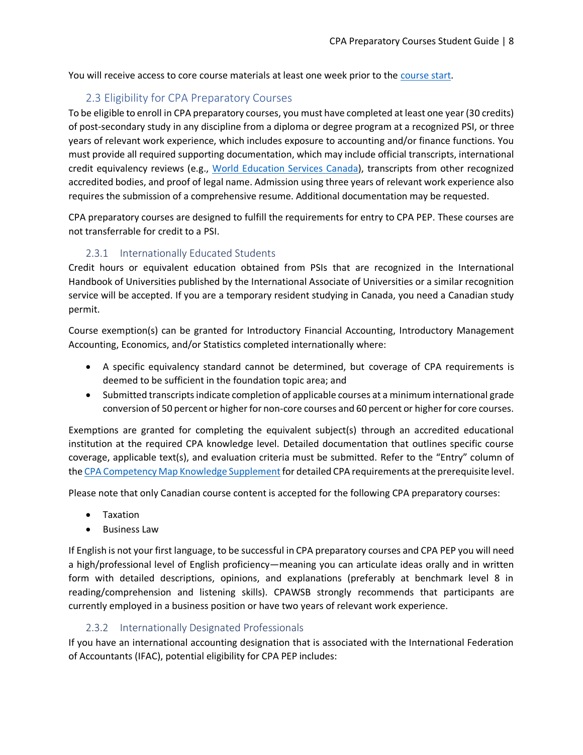You will receive access to core course materials at least one week prior to the [course start](#).

## 2.3 Eligibility for CPA Preparatory Courses

To be eligible to enroll in CPA preparatory courses, you must have completed at least one year (30 credits) of post-secondary study in any discipline from a diploma or degree program at a recognized PSI, or three years of relevant work experience, which includes exposure to accounting and/or finance functions. You must provide all required supporting documentation, which may include official transcripts, international credit equivalency reviews (e.g., [World Education Services Canada](#)), transcripts from other recognized accredited bodies, and proof of legal name. Admission using three years of relevant work experience also requires the submission of a comprehensive resume. Additional documentation may be requested.

CPA preparatory courses are designed to fulfill the requirements for entry to CPA PEP. These courses are not transferrable for credit to a PSI.

### 2.3.1 Internationally Educated Students

Credit hours or equivalent education obtained from PSIs that are recognized in the International Handbook of Universities published by the International Association of Universities or a similar recognition service will be accepted. If you are a temporary resident studying in Canada, you need a Canadian study permit.

Course exemption(s) can be granted for Introductory Financial Accounting, Introductory Management Accounting, Economics, and/or Statistics completed internationally where:

- A specific equivalency standard cannot be determined, but coverage of CPA requirements is deemed to be sufficient in the foundation topic area; and
- Submitted transcripts indicate completion of applicable courses at a minimum international grade conversion of 50 percent or higher for non-core courses and 60 percent or higher for core courses.

Exemptions are granted for completing the equivalent subject(s) through an accredited educational institution at the required CPA knowledge level. Detailed documentation that outlines specific course coverage, applicable text(s), and evaluation criteria must be submitted. Refer to the "Entry" column of the [CPA Competency Map Knowledge Supplement](#) for detailed CPA requirements at the prerequisite level.

Please note that only Canadian course content is accepted for the following CPA preparatory courses:

- Taxation
- Business Law

If English is not your first language, to be successful in CPA preparatory courses and CPA PEP you will need a high/professional level of English proficiency—meaning you can articulate ideas orally and in written form with detailed descriptions, opinions, and explanations (preferably at benchmark level 8 in reading/comprehension and listening skills). CPAWSB strongly recommends that participants are currently employed in a business position or have two years of relevant work experience.

### 2.3.2 Internationally Designated Professionals

If you have an international accounting designation that is associated with the International Federation of Accountants (IFAC), potential eligibility for CPA PEP includes: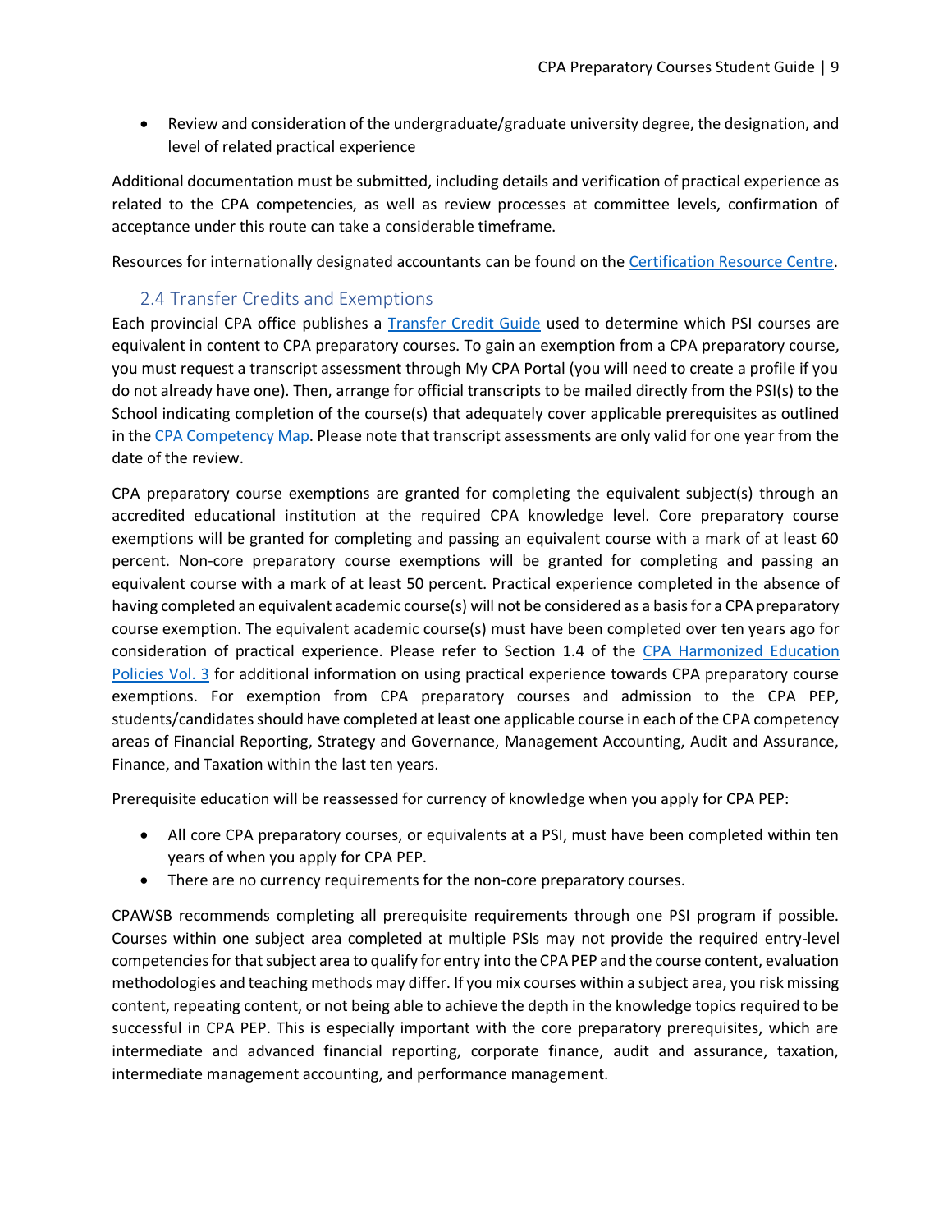- Review and consideration of the undergraduate/graduate university degree, the designation, and level of related practical experience

Additional documentation must be submitted, including details and verification of practical experience as related to the CPA competencies, as well as review processes at committee levels, confirmation of acceptance under this route can take a considerable timeframe.

Resources for internationally designated accountants can be found on the [Certification Resource Centre](#).

## 2.4 Transfer Credits and Exemptions

Each provincial CPA office publishes a [Transfer Credit Guide](#) used to determine which PSI courses are equivalent in content to CPA preparatory courses. To gain an exemption from a CPA preparatory course, you must request a transcript assessment through My CPA Portal (you will need to create a profile if you do not already have one). Then, arrange for official transcripts to be mailed directly from the PSI(s) to the School indicating completion of the course(s) that adequately cover applicable prerequisites as outlined in the [CPA Competency Map](#). Please note that transcript assessments are only valid for one year from the date of the review.

CPA preparatory course exemptions are granted for completing the equivalent subject(s) through an accredited educational institution at the required CPA knowledge level. Core preparatory course exemptions will be granted for completing and passing an equivalent course with a mark of at least 60 percent. Non-core preparatory course exemptions will be granted for completing and passing an equivalent course with a mark of at least 50 percent. Practical experience completed in the absence of having completed an equivalent academic course(s) will not be considered as a basis for a CPA preparatory course exemption. The equivalent academic course(s) must have been completed over ten years ago for consideration of practical experience. Please refer to Section 1.4 of the [CPA Harmonized Education Policies Vol. 3](#) for additional information on using practical experience towards CPA preparatory course exemptions. For exemption from CPA preparatory courses and admission to the CPA PEP, students/candidates should have completed at least one applicable course in each of the CPA competency areas of Financial Reporting, Strategy and Governance, Management Accounting, Audit and Assurance, Finance, and Taxation within the last ten years.

Prerequisite education will be reassessed for currency of knowledge when you apply for CPA PEP:

- All core CPA preparatory courses, or equivalents at a PSI, must have been completed within ten years of when you apply for CPA PEP.
- There are no currency requirements for the non-core preparatory courses.

CPAWSB recommends completing all prerequisite requirements through one PSI program if possible. Courses within one subject area completed at multiple PSIs may not provide the required entry-level competencies for that subject area to qualify for entry into the CPA PEP and the course content, evaluation methodologies and teaching methods may differ. If you mix courses within a subject area, you risk missing content, repeating content, or not being able to achieve the depth in the knowledge topics required to be successful in CPA PEP. This is especially important with the core preparatory prerequisites, which are intermediate and advanced financial reporting, corporate finance, audit and assurance, taxation, intermediate management accounting, and performance management.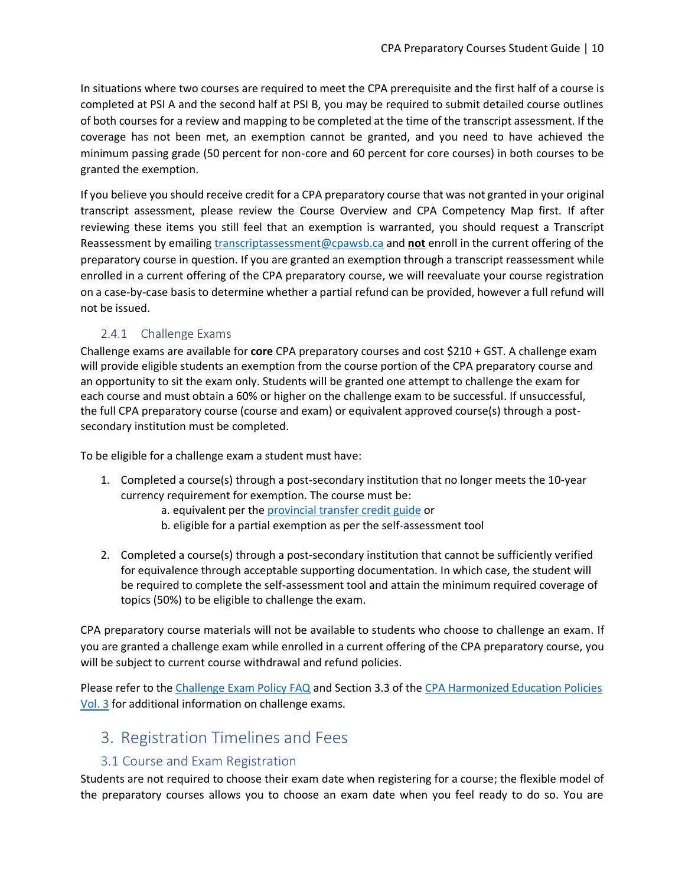In situations where two courses are required to meet the CPA prerequisite and the first half of a course is completed at PSI A and the second half at PSI B, you may be required to submit detailed course outlines of both courses for a review and mapping to be completed at the time of the transcript assessment. If the coverage has not been met, an exemption cannot be granted, and you need to have achieved the minimum passing grade (50 percent for non-core and 60 percent for core courses) in both courses to be granted the exemption.

If you believe you should receive credit for a CPA preparatory course that was not granted in your original transcript assessment, please review the Course Overview and CPA Competency Map first. If after reviewing these items you still feel that an exemption is warranted, you should request a Transcript Reassessment by emailing transcriptassessment@cpawsb.ca and **not** enroll in the current offering of the preparatory course in question. If you are granted an exemption through a transcript reassessment while enrolled in a current offering of the CPA preparatory course, we will reevaluate your course registration on a case-by-case basis to determine whether a partial refund can be provided, however a full refund will not be issued.

### 2.4.1 Challenge Exams

Challenge exams are available for **core** CPA preparatory courses and cost $210 + GST. A challenge exam will provide eligible students an exemption from the course portion of the CPA preparatory course and an opportunity to sit the exam only. Students will be granted one attempt to challenge the exam for each course and must obtain a 60% or higher on the challenge exam to be successful. If unsuccessful, the full CPA preparatory course (course and exam) or equivalent approved course(s) through a post-secondary institution must be completed.

To be eligible for a challenge exam a student must have:

1. Completed a course(s) through a post-secondary institution that no longer meets the 10-year currency requirement for exemption. The course must be:
   a. equivalent per the provincial transfer credit guide or
   b. eligible for a partial exemption as per the self-assessment tool

2. Completed a course(s) through a post-secondary institution that cannot be sufficiently verified for equivalence through acceptable supporting documentation. In which case, the student will be required to complete the self-assessment tool and attain the minimum required coverage of topics (50%) to be eligible to challenge the exam.

CPA preparatory course materials will not be available to students who choose to challenge an exam. If you are granted a challenge exam while enrolled in a current offering of the CPA preparatory course, you will be subject to current course withdrawal and refund policies.

Please refer to the Challenge Exam Policy FAQ and Section 3.3 of the CPA Harmonized Education Policies Vol. 3 for additional information on challenge exams.

# 3. Registration Timelines and Fees

## 3.1 Course and Exam Registration

Students are not required to choose their exam date when registering for a course; the flexible model of the preparatory courses allows you to choose an exam date when you feel ready to do so. You are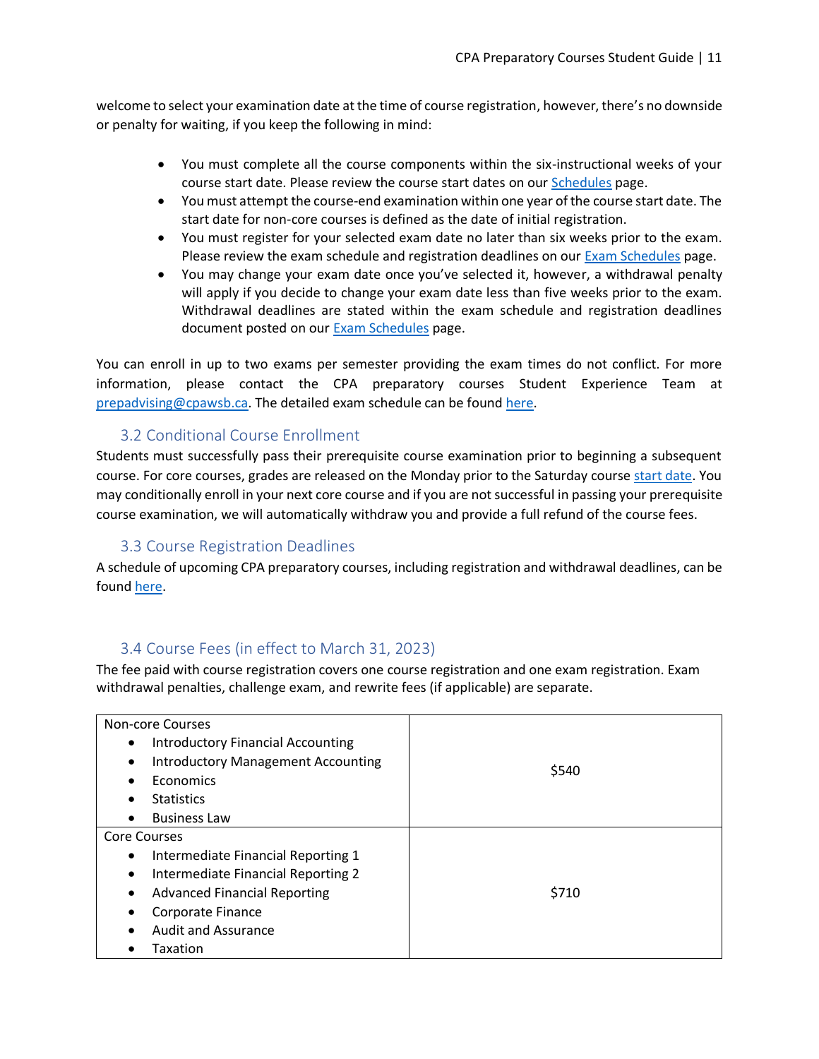welcome to select your examination date at the time of course registration, however, there's no downside or penalty for waiting, if you keep the following in mind:

- You must complete all the course components within the six-instructional weeks of your course start date. Please review the course start dates on our [Schedules]() page.
- You must attempt the course-end examination within one year of the course start date. The start date for non-core courses is defined as the date of initial registration.
- You must register for your selected exam date no later than six weeks prior to the exam. Please review the exam schedule and registration deadlines on our [Exam Schedules]() page.
- You may change your exam date once you've selected it, however, a withdrawal penalty will apply if you decide to change your exam date less than five weeks prior to the exam. Withdrawal deadlines are stated within the exam schedule and registration deadlines document posted on our [Exam Schedules]() page.

You can enroll in up to two exams per semester providing the exam times do not conflict. For more information, please contact the CPA preparatory courses Student Experience Team at [prepadvising@cpawsb.ca](mailto:prepadvising@cpawsb.ca). The detailed exam schedule can be found [here]().

### 3.2 Conditional Course Enrollment

Students must successfully pass their prerequisite course examination prior to beginning a subsequent course. For core courses, grades are released on the Monday prior to the Saturday course [start date](). You may conditionally enroll in your next core course and if you are not successful in passing your prerequisite course examination, we will automatically withdraw you and provide a full refund of the course fees.

### 3.3 Course Registration Deadlines

A schedule of upcoming CPA preparatory courses, including registration and withdrawal deadlines, can be found [here]().

### 3.4 Course Fees (in effect to March 31, 2023)

The fee paid with course registration covers one course registration and one exam registration. Exam withdrawal penalties, challenge exam, and rewrite fees (if applicable) are separate.

| Courses | Fee |
|---|---|
| Non-core Courses<br>• Introductory Financial Accounting<br>• Introductory Management Accounting<br>• Economics<br>• Statistics<br>• Business Law | $540 |
| Core Courses<br>• Intermediate Financial Reporting 1<br>• Intermediate Financial Reporting 2<br>• Advanced Financial Reporting<br>• Corporate Finance<br>• Audit and Assurance<br>• Taxation | $710 |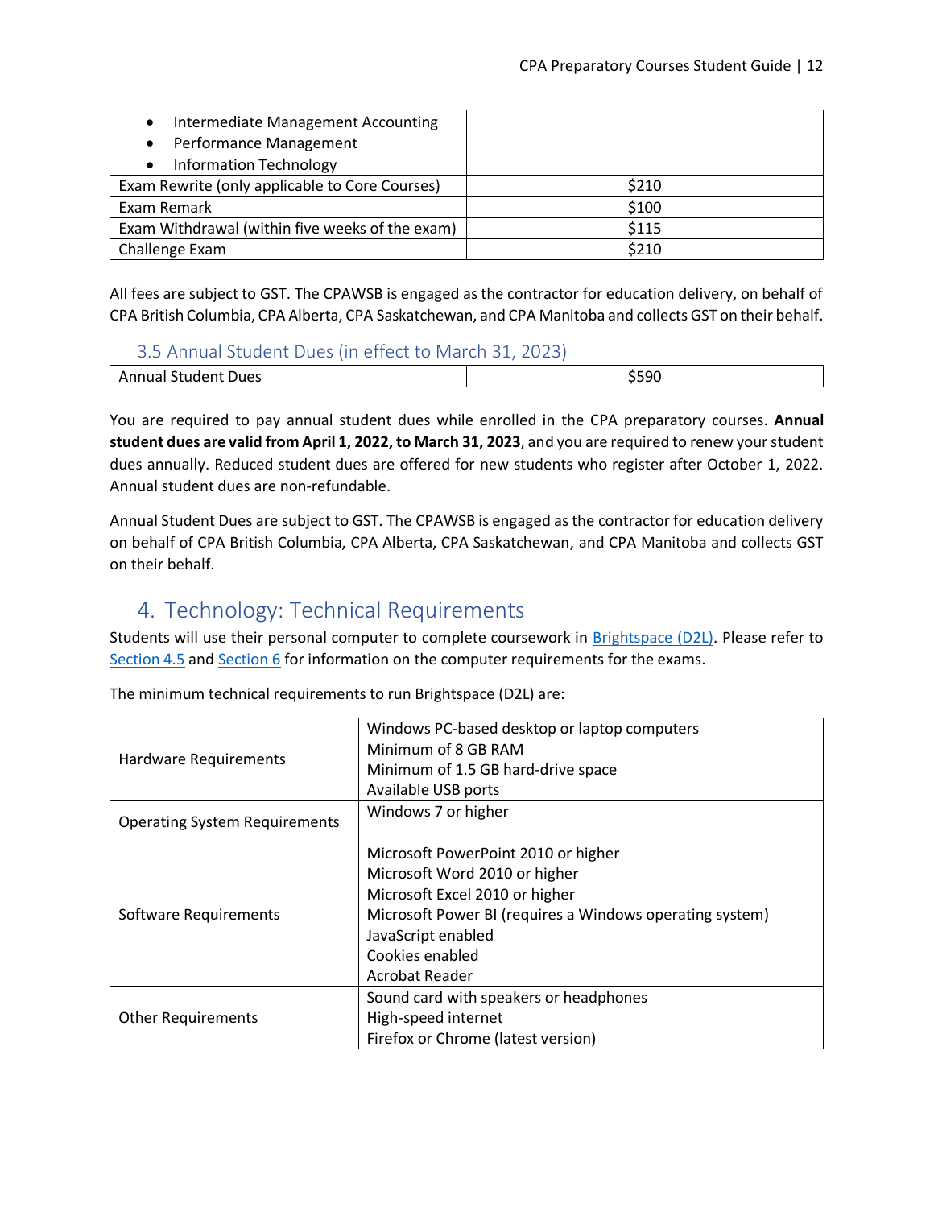| | |
|---|---|
| • Intermediate Management Accounting<br>• Performance Management<br>• Information Technology | |
| Exam Rewrite (only applicable to Core Courses) | $210 |
| Exam Remark | $100 |
| Exam Withdrawal (within five weeks of the exam) | $115 |
| Challenge Exam | $210 |

All fees are subject to GST. The CPAWSB is engaged as the contractor for education delivery, on behalf of CPA British Columbia, CPA Alberta, CPA Saskatchewan, and CPA Manitoba and collects GST on their behalf.

### 3.5 Annual Student Dues (in effect to March 31, 2023)

| | |
|---|---|
| Annual Student Dues | $590 |

You are required to pay annual student dues while enrolled in the CPA preparatory courses. **Annual student dues are valid from April 1, 2022, to March 31, 2023**, and you are required to renew your student dues annually. Reduced student dues are offered for new students who register after October 1, 2022. Annual student dues are non-refundable.

Annual Student Dues are subject to GST. The CPAWSB is engaged as the contractor for education delivery on behalf of CPA British Columbia, CPA Alberta, CPA Saskatchewan, and CPA Manitoba and collects GST on their behalf.

## 4. Technology: Technical Requirements

Students will use their personal computer to complete coursework in Brightspace (D2L). Please refer to Section 4.5 and Section 6 for information on the computer requirements for the exams.

The minimum technical requirements to run Brightspace (D2L) are:

| | |
|---|---|
| Hardware Requirements | Windows PC-based desktop or laptop computers<br>Minimum of 8 GB RAM<br>Minimum of 1.5 GB hard-drive space<br>Available USB ports |
| Operating System Requirements | Windows 7 or higher |
| Software Requirements | Microsoft PowerPoint 2010 or higher<br>Microsoft Word 2010 or higher<br>Microsoft Excel 2010 or higher<br>Microsoft Power BI (requires a Windows operating system)<br>JavaScript enabled<br>Cookies enabled<br>Acrobat Reader |
| Other Requirements | Sound card with speakers or headphones<br>High-speed internet<br>Firefox or Chrome (latest version) |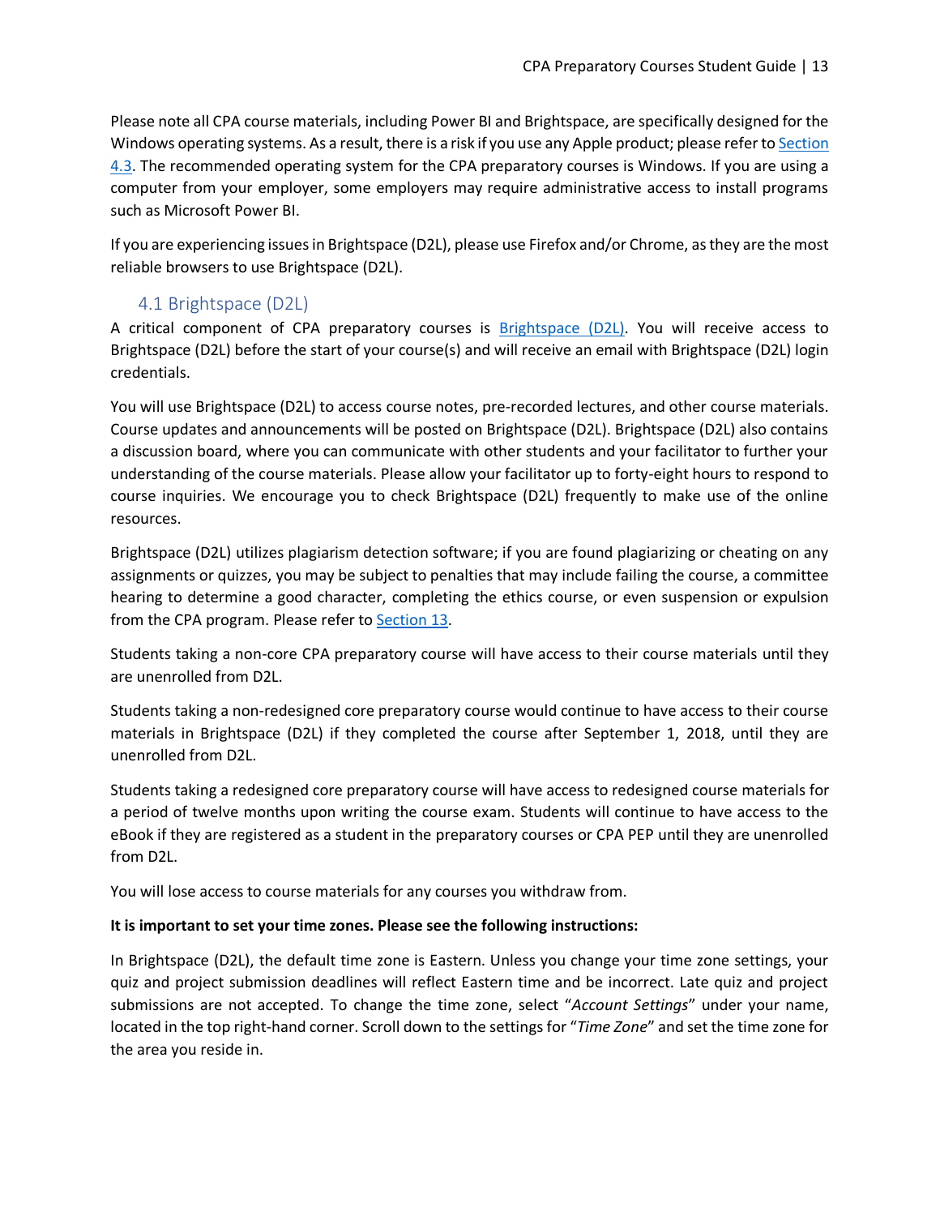Please note all CPA course materials, including Power BI and Brightspace, are specifically designed for the Windows operating systems. As a result, there is a risk if you use any Apple product; please refer to Section 4.3. The recommended operating system for the CPA preparatory courses is Windows. If you are using a computer from your employer, some employers may require administrative access to install programs such as Microsoft Power BI.

If you are experiencing issues in Brightspace (D2L), please use Firefox and/or Chrome, as they are the most reliable browsers to use Brightspace (D2L).

## 4.1 Brightspace (D2L)

A critical component of CPA preparatory courses is Brightspace (D2L). You will receive access to Brightspace (D2L) before the start of your course(s) and will receive an email with Brightspace (D2L) login credentials.

You will use Brightspace (D2L) to access course notes, pre-recorded lectures, and other course materials. Course updates and announcements will be posted on Brightspace (D2L). Brightspace (D2L) also contains a discussion board, where you can communicate with other students and your facilitator to further your understanding of the course materials. Please allow your facilitator up to forty-eight hours to respond to course inquiries. We encourage you to check Brightspace (D2L) frequently to make use of the online resources.

Brightspace (D2L) utilizes plagiarism detection software; if you are found plagiarizing or cheating on any assignments or quizzes, you may be subject to penalties that may include failing the course, a committee hearing to determine a good character, completing the ethics course, or even suspension or expulsion from the CPA program. Please refer to Section 13.

Students taking a non-core CPA preparatory course will have access to their course materials until they are unenrolled from D2L.

Students taking a non-redesigned core preparatory course would continue to have access to their course materials in Brightspace (D2L) if they completed the course after September 1, 2018, until they are unenrolled from D2L.

Students taking a redesigned core preparatory course will have access to redesigned course materials for a period of twelve months upon writing the course exam. Students will continue to have access to the eBook if they are registered as a student in the preparatory courses or CPA PEP until they are unenrolled from D2L.

You will lose access to course materials for any courses you withdraw from.

**It is important to set your time zones. Please see the following instructions:**

In Brightspace (D2L), the default time zone is Eastern. Unless you change your time zone settings, your quiz and project submission deadlines will reflect Eastern time and be incorrect. Late quiz and project submissions are not accepted. To change the time zone, select "*Account Settings*" under your name, located in the top right-hand corner. Scroll down to the settings for "*Time Zone*" and set the time zone for the area you reside in.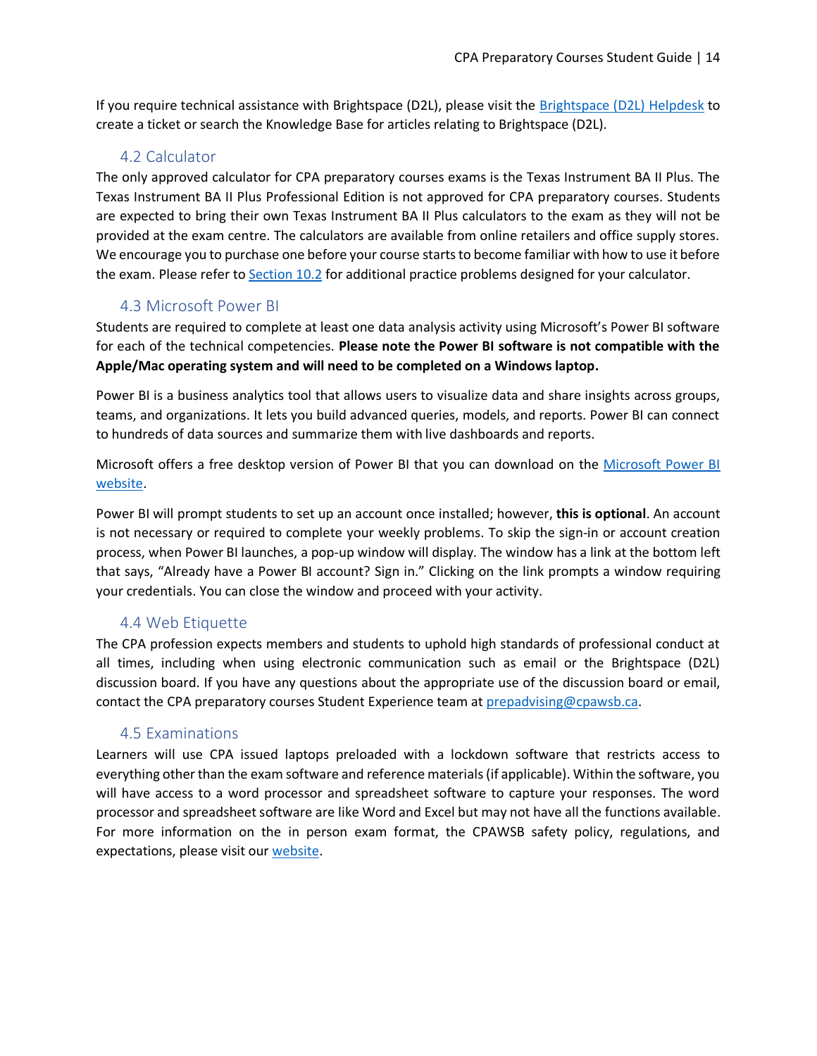If you require technical assistance with Brightspace (D2L), please visit the Brightspace (D2L) Helpdesk to create a ticket or search the Knowledge Base for articles relating to Brightspace (D2L).

## 4.2 Calculator

The only approved calculator for CPA preparatory courses exams is the Texas Instrument BA II Plus. The Texas Instrument BA II Plus Professional Edition is not approved for CPA preparatory courses. Students are expected to bring their own Texas Instrument BA II Plus calculators to the exam as they will not be provided at the exam centre. The calculators are available from online retailers and office supply stores. We encourage you to purchase one before your course starts to become familiar with how to use it before the exam. Please refer to Section 10.2 for additional practice problems designed for your calculator.

## 4.3 Microsoft Power BI

Students are required to complete at least one data analysis activity using Microsoft's Power BI software for each of the technical competencies. **Please note the Power BI software is not compatible with the Apple/Mac operating system and will need to be completed on a Windows laptop.**

Power BI is a business analytics tool that allows users to visualize data and share insights across groups, teams, and organizations. It lets you build advanced queries, models, and reports. Power BI can connect to hundreds of data sources and summarize them with live dashboards and reports.

Microsoft offers a free desktop version of Power BI that you can download on the Microsoft Power BI website.

Power BI will prompt students to set up an account once installed; however, **this is optional**. An account is not necessary or required to complete your weekly problems. To skip the sign-in or account creation process, when Power BI launches, a pop-up window will display. The window has a link at the bottom left that says, "Already have a Power BI account? Sign in." Clicking on the link prompts a window requiring your credentials. You can close the window and proceed with your activity.

## 4.4 Web Etiquette

The CPA profession expects members and students to uphold high standards of professional conduct at all times, including when using electronic communication such as email or the Brightspace (D2L) discussion board. If you have any questions about the appropriate use of the discussion board or email, contact the CPA preparatory courses Student Experience team at prepadvising@cpawsb.ca.

## 4.5 Examinations

Learners will use CPA issued laptops preloaded with a lockdown software that restricts access to everything other than the exam software and reference materials (if applicable). Within the software, you will have access to a word processor and spreadsheet software to capture your responses. The word processor and spreadsheet software are like Word and Excel but may not have all the functions available. For more information on the in person exam format, the CPAWSB safety policy, regulations, and expectations, please visit our website.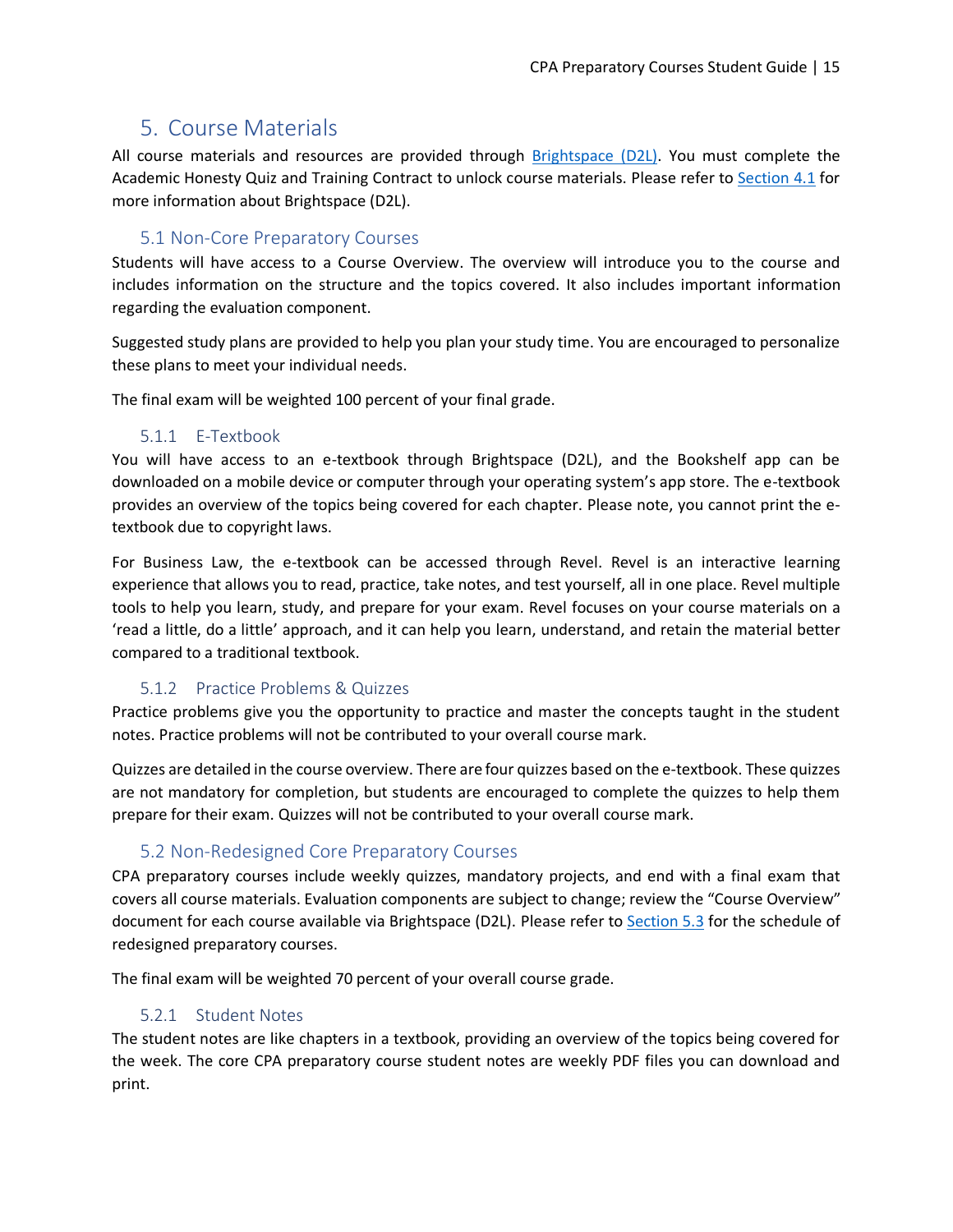# 5. Course Materials

All course materials and resources are provided through [Brightspace (D2L)](). You must complete the Academic Honesty Quiz and Training Contract to unlock course materials. Please refer to [Section 4.1]() for more information about Brightspace (D2L).

## 5.1 Non-Core Preparatory Courses

Students will have access to a Course Overview. The overview will introduce you to the course and includes information on the structure and the topics covered. It also includes important information regarding the evaluation component.

Suggested study plans are provided to help you plan your study time. You are encouraged to personalize these plans to meet your individual needs.

The final exam will be weighted 100 percent of your final grade.

### 5.1.1 E-Textbook

You will have access to an e-textbook through Brightspace (D2L), and the Bookshelf app can be downloaded on a mobile device or computer through your operating system's app store. The e-textbook provides an overview of the topics being covered for each chapter. Please note, you cannot print the e-textbook due to copyright laws.

For Business Law, the e-textbook can be accessed through Revel. Revel is an interactive learning experience that allows you to read, practice, take notes, and test yourself, all in one place. Revel multiple tools to help you learn, study, and prepare for your exam. Revel focuses on your course materials on a 'read a little, do a little' approach, and it can help you learn, understand, and retain the material better compared to a traditional textbook.

### 5.1.2 Practice Problems & Quizzes

Practice problems give you the opportunity to practice and master the concepts taught in the student notes. Practice problems will not be contributed to your overall course mark.

Quizzes are detailed in the course overview. There are four quizzes based on the e-textbook. These quizzes are not mandatory for completion, but students are encouraged to complete the quizzes to help them prepare for their exam. Quizzes will not be contributed to your overall course mark.

## 5.2 Non-Redesigned Core Preparatory Courses

CPA preparatory courses include weekly quizzes, mandatory projects, and end with a final exam that covers all course materials. Evaluation components are subject to change; review the "Course Overview" document for each course available via Brightspace (D2L). Please refer to [Section 5.3]() for the schedule of redesigned preparatory courses.

The final exam will be weighted 70 percent of your overall course grade.

### 5.2.1 Student Notes

The student notes are like chapters in a textbook, providing an overview of the topics being covered for the week. The core CPA preparatory course student notes are weekly PDF files you can download and print.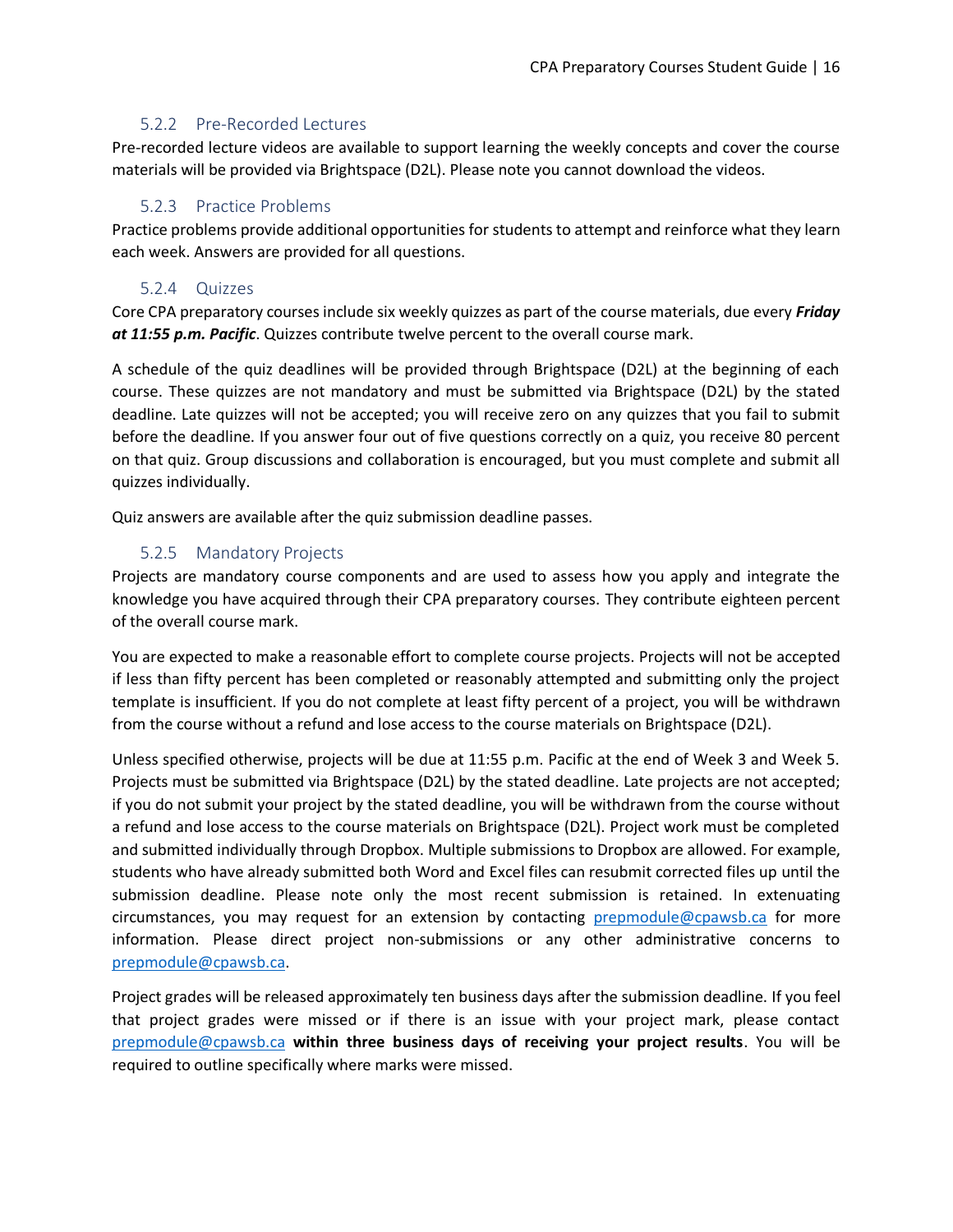### 5.2.2 Pre-Recorded Lectures

Pre-recorded lecture videos are available to support learning the weekly concepts and cover the course materials will be provided via Brightspace (D2L). Please note you cannot download the videos.

### 5.2.3 Practice Problems

Practice problems provide additional opportunities for students to attempt and reinforce what they learn each week. Answers are provided for all questions.

### 5.2.4 Quizzes

Core CPA preparatory courses include six weekly quizzes as part of the course materials, due every ***Friday at 11:55 p.m. Pacific***. Quizzes contribute twelve percent to the overall course mark.

A schedule of the quiz deadlines will be provided through Brightspace (D2L) at the beginning of each course. These quizzes are not mandatory and must be submitted via Brightspace (D2L) by the stated deadline. Late quizzes will not be accepted; you will receive zero on any quizzes that you fail to submit before the deadline. If you answer four out of five questions correctly on a quiz, you receive 80 percent on that quiz. Group discussions and collaboration is encouraged, but you must complete and submit all quizzes individually.

Quiz answers are available after the quiz submission deadline passes.

### 5.2.5 Mandatory Projects

Projects are mandatory course components and are used to assess how you apply and integrate the knowledge you have acquired through their CPA preparatory courses. They contribute eighteen percent of the overall course mark.

You are expected to make a reasonable effort to complete course projects. Projects will not be accepted if less than fifty percent has been completed or reasonably attempted and submitting only the project template is insufficient. If you do not complete at least fifty percent of a project, you will be withdrawn from the course without a refund and lose access to the course materials on Brightspace (D2L).

Unless specified otherwise, projects will be due at 11:55 p.m. Pacific at the end of Week 3 and Week 5. Projects must be submitted via Brightspace (D2L) by the stated deadline. Late projects are not accepted; if you do not submit your project by the stated deadline, you will be withdrawn from the course without a refund and lose access to the course materials on Brightspace (D2L). Project work must be completed and submitted individually through Dropbox. Multiple submissions to Dropbox are allowed. For example, students who have already submitted both Word and Excel files can resubmit corrected files up until the submission deadline. Please note only the most recent submission is retained. In extenuating circumstances, you may request for an extension by contacting prepmodule@cpawsb.ca for more information. Please direct project non-submissions or any other administrative concerns to prepmodule@cpawsb.ca.

Project grades will be released approximately ten business days after the submission deadline. If you feel that project grades were missed or if there is an issue with your project mark, please contact prepmodule@cpawsb.ca **within three business days of receiving your project results**. You will be required to outline specifically where marks were missed.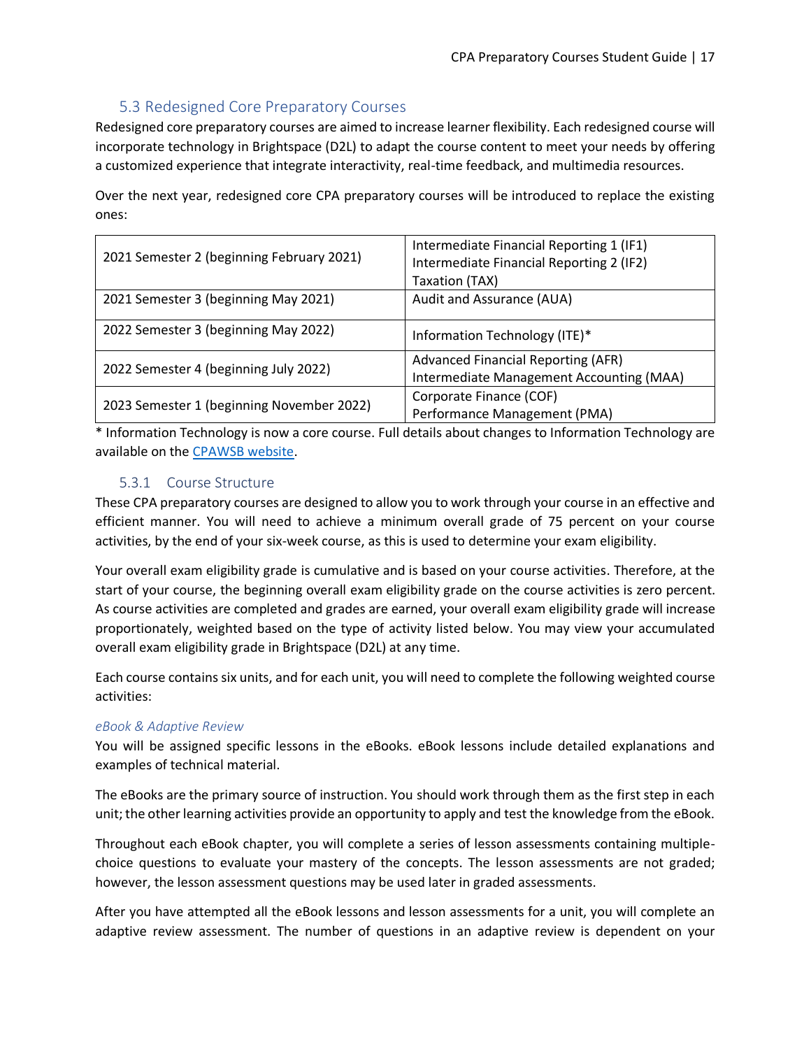## 5.3 Redesigned Core Preparatory Courses

Redesigned core preparatory courses are aimed to increase learner flexibility. Each redesigned course will incorporate technology in Brightspace (D2L) to adapt the course content to meet your needs by offering a customized experience that integrate interactivity, real-time feedback, and multimedia resources.

Over the next year, redesigned core CPA preparatory courses will be introduced to replace the existing ones:

| | |
|---|---|
| 2021 Semester 2 (beginning February 2021) | Intermediate Financial Reporting 1 (IF1)<br>Intermediate Financial Reporting 2 (IF2)<br>Taxation (TAX) |
| 2021 Semester 3 (beginning May 2021) | Audit and Assurance (AUA) |
| 2022 Semester 3 (beginning May 2022) | Information Technology (ITE)* |
| 2022 Semester 4 (beginning July 2022) | Advanced Financial Reporting (AFR)<br>Intermediate Management Accounting (MAA) |
| 2023 Semester 1 (beginning November 2022) | Corporate Finance (COF)<br>Performance Management (PMA) |

* Information Technology is now a core course. Full details about changes to Information Technology are available on the [CPAWSB website](#).

### 5.3.1 Course Structure

These CPA preparatory courses are designed to allow you to work through your course in an effective and efficient manner. You will need to achieve a minimum overall grade of 75 percent on your course activities, by the end of your six-week course, as this is used to determine your exam eligibility.

Your overall exam eligibility grade is cumulative and is based on your course activities. Therefore, at the start of your course, the beginning overall exam eligibility grade on the course activities is zero percent. As course activities are completed and grades are earned, your overall exam eligibility grade will increase proportionately, weighted based on the type of activity listed below. You may view your accumulated overall exam eligibility grade in Brightspace (D2L) at any time.

Each course contains six units, and for each unit, you will need to complete the following weighted course activities:

#### *eBook & Adaptive Review*

You will be assigned specific lessons in the eBooks. eBook lessons include detailed explanations and examples of technical material.

The eBooks are the primary source of instruction. You should work through them as the first step in each unit; the other learning activities provide an opportunity to apply and test the knowledge from the eBook.

Throughout each eBook chapter, you will complete a series of lesson assessments containing multiple-choice questions to evaluate your mastery of the concepts. The lesson assessments are not graded; however, the lesson assessment questions may be used later in graded assessments.

After you have attempted all the eBook lessons and lesson assessments for a unit, you will complete an adaptive review assessment. The number of questions in an adaptive review is dependent on your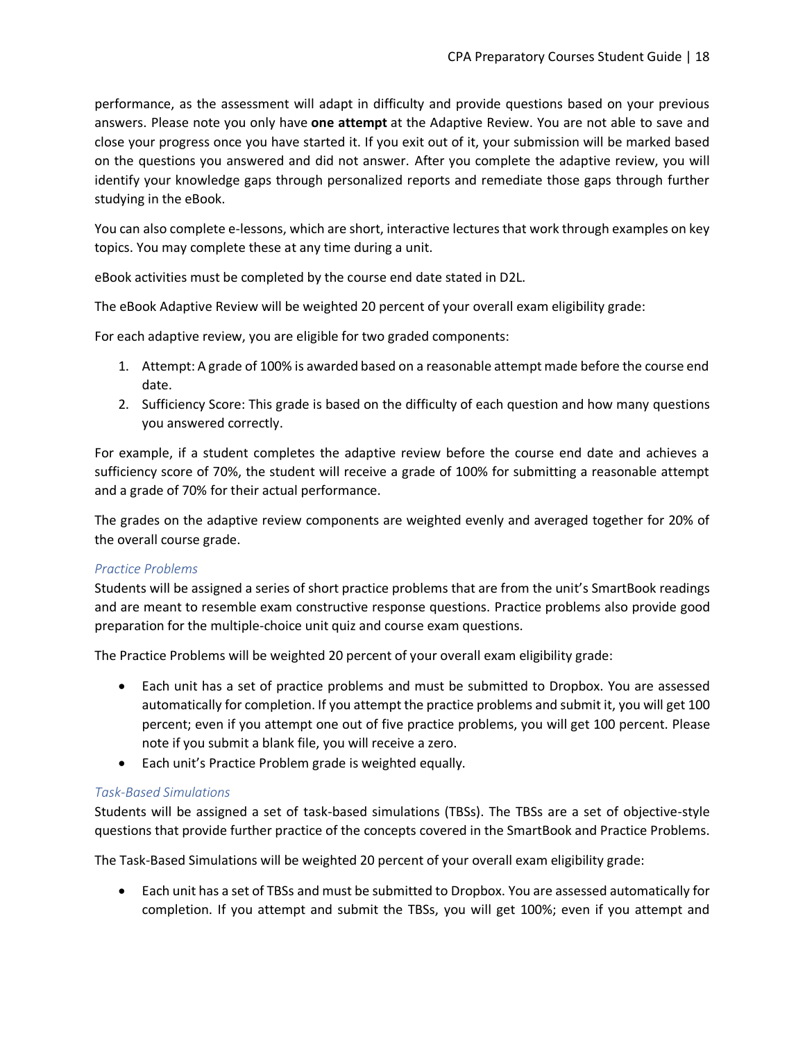performance, as the assessment will adapt in difficulty and provide questions based on your previous answers. Please note you only have **one attempt** at the Adaptive Review. You are not able to save and close your progress once you have started it. If you exit out of it, your submission will be marked based on the questions you answered and did not answer. After you complete the adaptive review, you will identify your knowledge gaps through personalized reports and remediate those gaps through further studying in the eBook.

You can also complete e-lessons, which are short, interactive lectures that work through examples on key topics. You may complete these at any time during a unit.

eBook activities must be completed by the course end date stated in D2L.

The eBook Adaptive Review will be weighted 20 percent of your overall exam eligibility grade:

For each adaptive review, you are eligible for two graded components:

1. Attempt: A grade of 100% is awarded based on a reasonable attempt made before the course end date.
2. Sufficiency Score: This grade is based on the difficulty of each question and how many questions you answered correctly.

For example, if a student completes the adaptive review before the course end date and achieves a sufficiency score of 70%, the student will receive a grade of 100% for submitting a reasonable attempt and a grade of 70% for their actual performance.

The grades on the adaptive review components are weighted evenly and averaged together for 20% of the overall course grade.

### *Practice Problems*

Students will be assigned a series of short practice problems that are from the unit's SmartBook readings and are meant to resemble exam constructive response questions. Practice problems also provide good preparation for the multiple-choice unit quiz and course exam questions.

The Practice Problems will be weighted 20 percent of your overall exam eligibility grade:

- Each unit has a set of practice problems and must be submitted to Dropbox. You are assessed automatically for completion. If you attempt the practice problems and submit it, you will get 100 percent; even if you attempt one out of five practice problems, you will get 100 percent. Please note if you submit a blank file, you will receive a zero.
- Each unit's Practice Problem grade is weighted equally.

### *Task-Based Simulations*

Students will be assigned a set of task-based simulations (TBSs). The TBSs are a set of objective-style questions that provide further practice of the concepts covered in the SmartBook and Practice Problems.

The Task-Based Simulations will be weighted 20 percent of your overall exam eligibility grade:

- Each unit has a set of TBSs and must be submitted to Dropbox. You are assessed automatically for completion. If you attempt and submit the TBSs, you will get 100%; even if you attempt and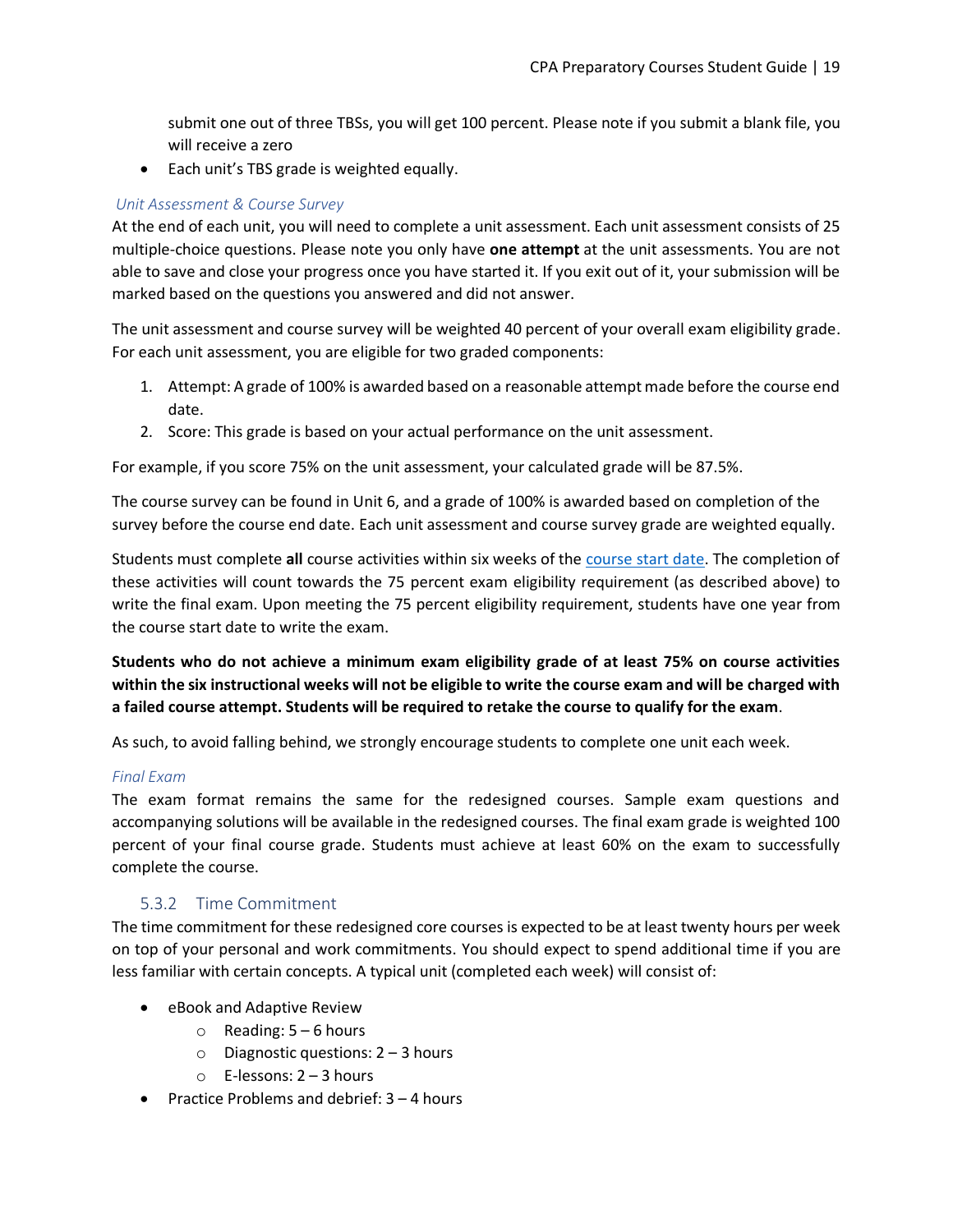submit one out of three TBSs, you will get 100 percent. Please note if you submit a blank file, you will receive a zero

- Each unit's TBS grade is weighted equally.

*Unit Assessment & Course Survey*

At the end of each unit, you will need to complete a unit assessment. Each unit assessment consists of 25 multiple-choice questions. Please note you only have **one attempt** at the unit assessments. You are not able to save and close your progress once you have started it. If you exit out of it, your submission will be marked based on the questions you answered and did not answer.

The unit assessment and course survey will be weighted 40 percent of your overall exam eligibility grade. For each unit assessment, you are eligible for two graded components:

1. Attempt: A grade of 100% is awarded based on a reasonable attempt made before the course end date.
2. Score: This grade is based on your actual performance on the unit assessment.

For example, if you score 75% on the unit assessment, your calculated grade will be 87.5%.

The course survey can be found in Unit 6, and a grade of 100% is awarded based on completion of the survey before the course end date. Each unit assessment and course survey grade are weighted equally.

Students must complete **all** course activities within six weeks of the course start date. The completion of these activities will count towards the 75 percent exam eligibility requirement (as described above) to write the final exam. Upon meeting the 75 percent eligibility requirement, students have one year from the course start date to write the exam.

**Students who do not achieve a minimum exam eligibility grade of at least 75% on course activities within the six instructional weeks will not be eligible to write the course exam and will be charged with a failed course attempt. Students will be required to retake the course to qualify for the exam**.

As such, to avoid falling behind, we strongly encourage students to complete one unit each week.

*Final Exam*

The exam format remains the same for the redesigned courses. Sample exam questions and accompanying solutions will be available in the redesigned courses. The final exam grade is weighted 100 percent of your final course grade. Students must achieve at least 60% on the exam to successfully complete the course.

### 5.3.2 Time Commitment

The time commitment for these redesigned core courses is expected to be at least twenty hours per week on top of your personal and work commitments. You should expect to spend additional time if you are less familiar with certain concepts. A typical unit (completed each week) will consist of:

- eBook and Adaptive Review
  - Reading: 5 – 6 hours
  - Diagnostic questions: 2 – 3 hours
  - E-lessons: 2 – 3 hours
- Practice Problems and debrief: 3 – 4 hours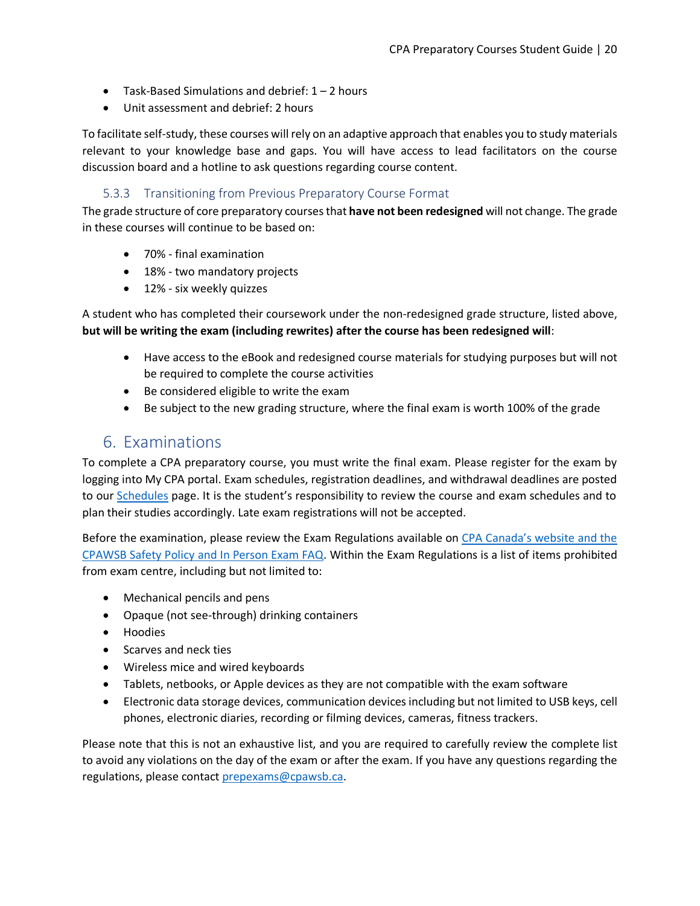- Task-Based Simulations and debrief: 1 – 2 hours
- Unit assessment and debrief: 2 hours

To facilitate self-study, these courses will rely on an adaptive approach that enables you to study materials relevant to your knowledge base and gaps. You will have access to lead facilitators on the course discussion board and a hotline to ask questions regarding course content.

### 5.3.3 Transitioning from Previous Preparatory Course Format

The grade structure of core preparatory courses that **have not been redesigned** will not change. The grade in these courses will continue to be based on:

- 70% - final examination
- 18% - two mandatory projects
- 12% - six weekly quizzes

A student who has completed their coursework under the non-redesigned grade structure, listed above, **but will be writing the exam (including rewrites) after the course has been redesigned will**:

- Have access to the eBook and redesigned course materials for studying purposes but will not be required to complete the course activities
- Be considered eligible to write the exam
- Be subject to the new grading structure, where the final exam is worth 100% of the grade

## 6. Examinations

To complete a CPA preparatory course, you must write the final exam. Please register for the exam by logging into My CPA portal. Exam schedules, registration deadlines, and withdrawal deadlines are posted to our [Schedules]() page. It is the student's responsibility to review the course and exam schedules and to plan their studies accordingly. Late exam registrations will not be accepted.

Before the examination, please review the Exam Regulations available on [CPA Canada's website and the CPAWSB Safety Policy and In Person Exam FAQ](). Within the Exam Regulations is a list of items prohibited from exam centre, including but not limited to:

- Mechanical pencils and pens
- Opaque (not see-through) drinking containers
- Hoodies
- Scarves and neck ties
- Wireless mice and wired keyboards
- Tablets, netbooks, or Apple devices as they are not compatible with the exam software
- Electronic data storage devices, communication devices including but not limited to USB keys, cell phones, electronic diaries, recording or filming devices, cameras, fitness trackers.

Please note that this is not an exhaustive list, and you are required to carefully review the complete list to avoid any violations on the day of the exam or after the exam. If you have any questions regarding the regulations, please contact [prepexams@cpawsb.ca](mailto:prepexams@cpawsb.ca).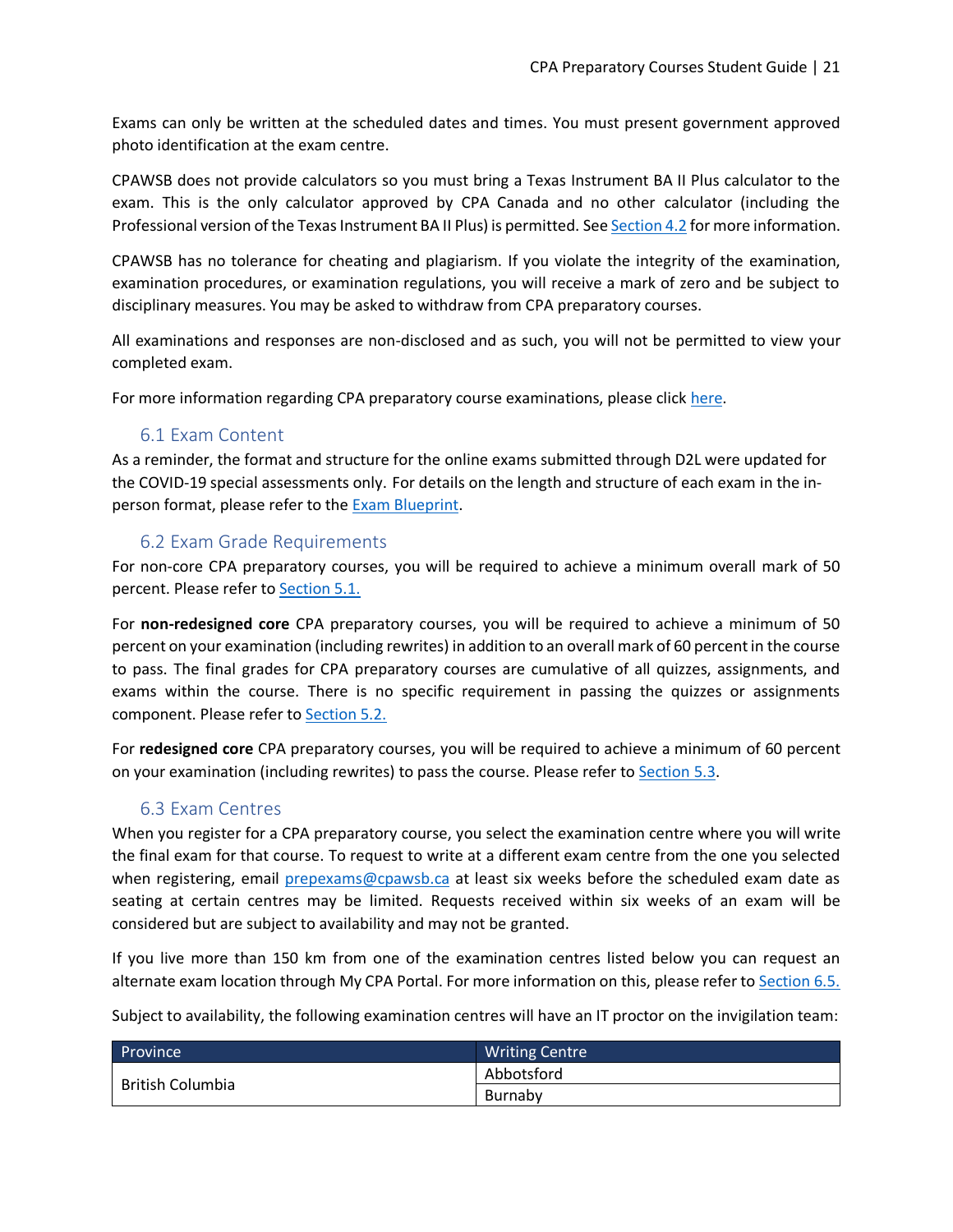Exams can only be written at the scheduled dates and times. You must present government approved photo identification at the exam centre.

CPAWSB does not provide calculators so you must bring a Texas Instrument BA II Plus calculator to the exam. This is the only calculator approved by CPA Canada and no other calculator (including the Professional version of the Texas Instrument BA II Plus) is permitted. See Section 4.2 for more information.

CPAWSB has no tolerance for cheating and plagiarism. If you violate the integrity of the examination, examination procedures, or examination regulations, you will receive a mark of zero and be subject to disciplinary measures. You may be asked to withdraw from CPA preparatory courses.

All examinations and responses are non-disclosed and as such, you will not be permitted to view your completed exam.

For more information regarding CPA preparatory course examinations, please click here.

## 6.1 Exam Content

As a reminder, the format and structure for the online exams submitted through D2L were updated for the COVID-19 special assessments only. For details on the length and structure of each exam in the in-person format, please refer to the Exam Blueprint.

## 6.2 Exam Grade Requirements

For non-core CPA preparatory courses, you will be required to achieve a minimum overall mark of 50 percent. Please refer to Section 5.1.

For **non-redesigned core** CPA preparatory courses, you will be required to achieve a minimum of 50 percent on your examination (including rewrites) in addition to an overall mark of 60 percent in the course to pass. The final grades for CPA preparatory courses are cumulative of all quizzes, assignments, and exams within the course. There is no specific requirement in passing the quizzes or assignments component. Please refer to Section 5.2.

For **redesigned core** CPA preparatory courses, you will be required to achieve a minimum of 60 percent on your examination (including rewrites) to pass the course. Please refer to Section 5.3.

## 6.3 Exam Centres

When you register for a CPA preparatory course, you select the examination centre where you will write the final exam for that course. To request to write at a different exam centre from the one you selected when registering, email prepexams@cpawsb.ca at least six weeks before the scheduled exam date as seating at certain centres may be limited. Requests received within six weeks of an exam will be considered but are subject to availability and may not be granted.

If you live more than 150 km from one of the examination centres listed below you can request an alternate exam location through My CPA Portal. For more information on this, please refer to Section 6.5.

Subject to availability, the following examination centres will have an IT proctor on the invigilation team:

| Province | Writing Centre |
|---|---|
| British Columbia | Abbotsford |
| | Burnaby |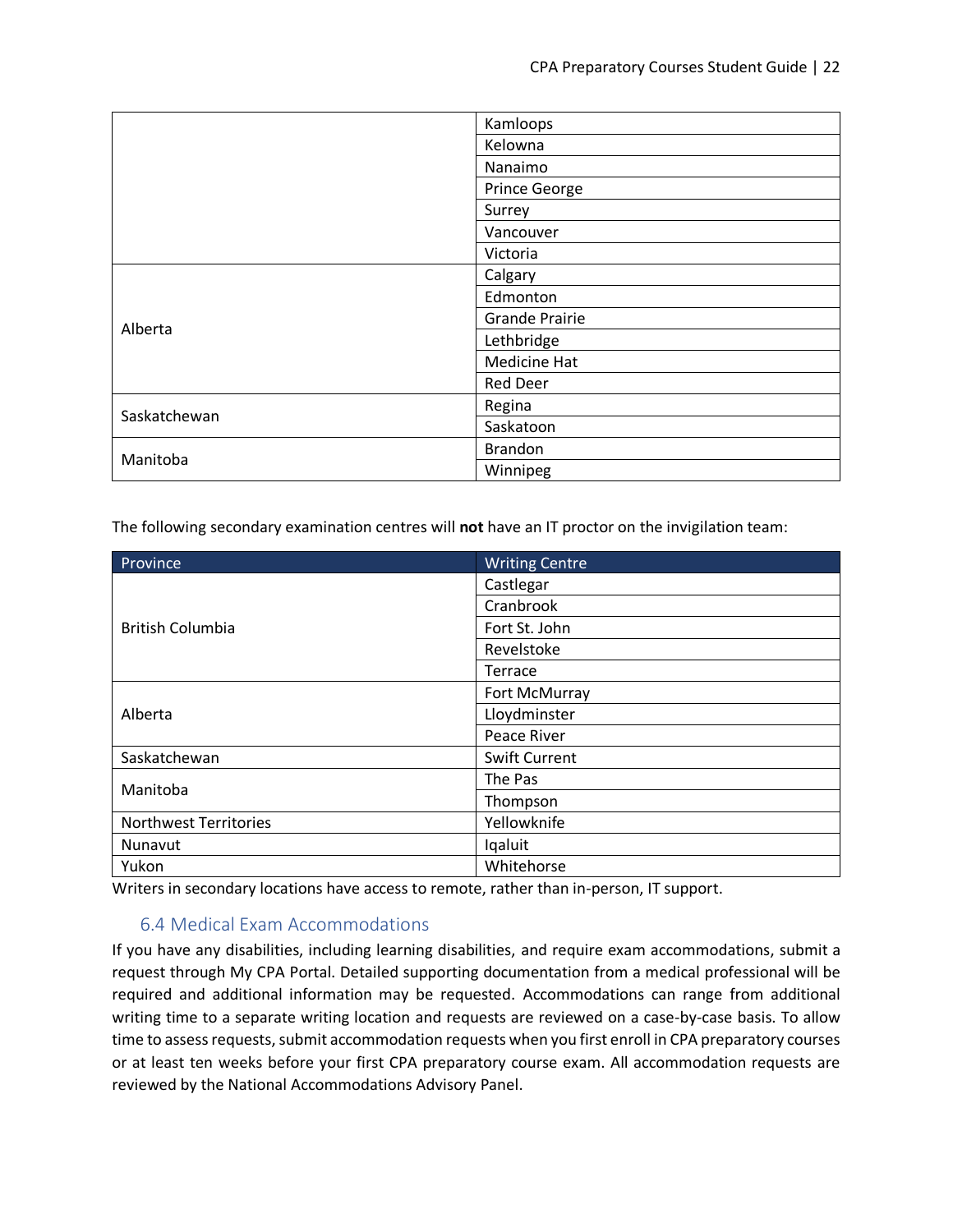| | |
|---|---|
| | Kamloops |
| | Kelowna |
| | Nanaimo |
| | Prince George |
| | Surrey |
| | Vancouver |
| | Victoria |
| Alberta | Calgary |
| | Edmonton |
| | Grande Prairie |
| | Lethbridge |
| | Medicine Hat |
| | Red Deer |
| Saskatchewan | Regina |
| | Saskatoon |
| Manitoba | Brandon |
| | Winnipeg |

The following secondary examination centres will **not** have an IT proctor on the invigilation team:

| Province | Writing Centre |
|---|---|
| British Columbia | Castlegar |
| | Cranbrook |
| | Fort St. John |
| | Revelstoke |
| | Terrace |
| Alberta | Fort McMurray |
| | Lloydminster |
| | Peace River |
| Saskatchewan | Swift Current |
| Manitoba | The Pas |
| | Thompson |
| Northwest Territories | Yellowknife |
| Nunavut | Iqaluit |
| Yukon | Whitehorse |

Writers in secondary locations have access to remote, rather than in-person, IT support.

### 6.4 Medical Exam Accommodations

If you have any disabilities, including learning disabilities, and require exam accommodations, submit a request through My CPA Portal. Detailed supporting documentation from a medical professional will be required and additional information may be requested. Accommodations can range from additional writing time to a separate writing location and requests are reviewed on a case-by-case basis. To allow time to assess requests, submit accommodation requests when you first enroll in CPA preparatory courses or at least ten weeks before your first CPA preparatory course exam. All accommodation requests are reviewed by the National Accommodations Advisory Panel.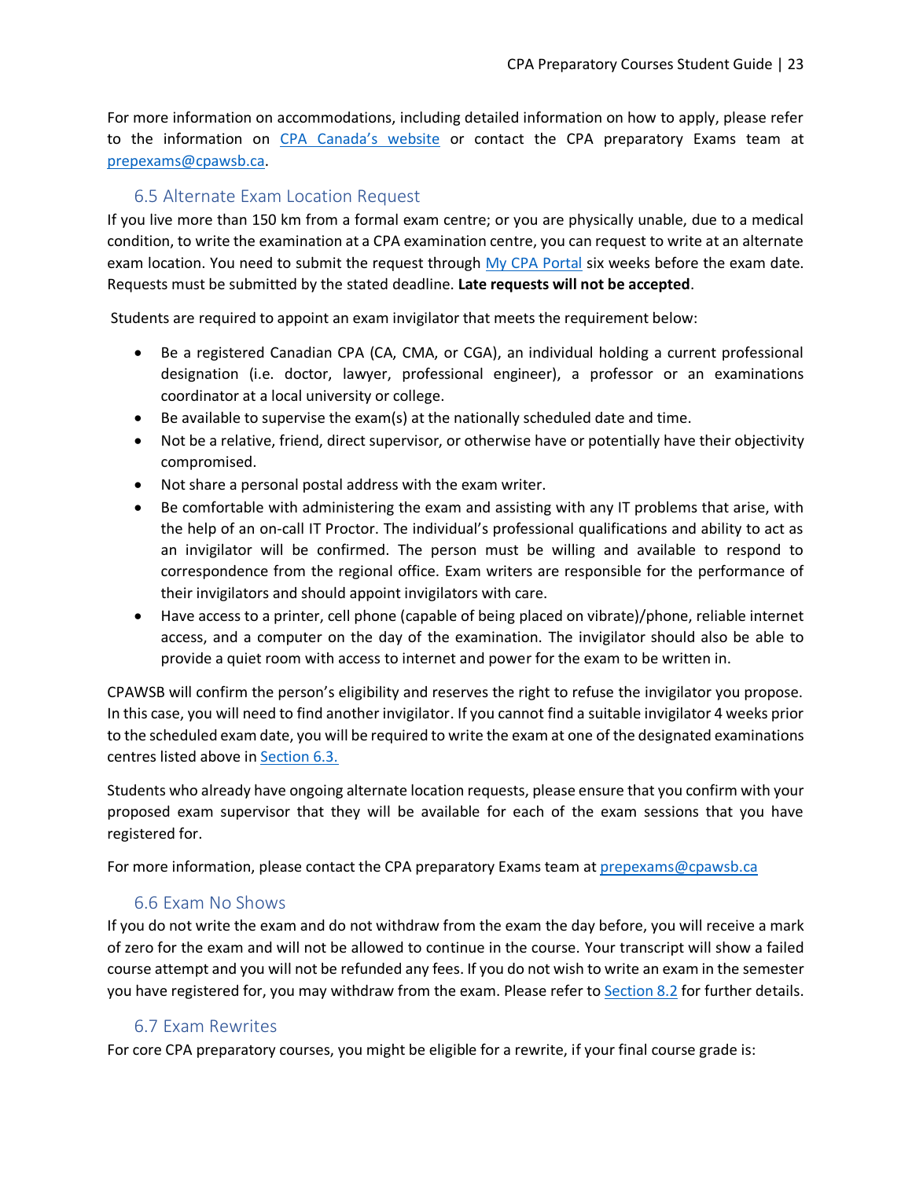For more information on accommodations, including detailed information on how to apply, please refer to the information on [CPA Canada's website](#) or contact the CPA preparatory Exams team at [prepexams@cpawsb.ca](mailto:prepexams@cpawsb.ca).

### 6.5 Alternate Exam Location Request

If you live more than 150 km from a formal exam centre; or you are physically unable, due to a medical condition, to write the examination at a CPA examination centre, you can request to write at an alternate exam location. You need to submit the request through [My CPA Portal](#) six weeks before the exam date. Requests must be submitted by the stated deadline. **Late requests will not be accepted**.

Students are required to appoint an exam invigilator that meets the requirement below:

- Be a registered Canadian CPA (CA, CMA, or CGA), an individual holding a current professional designation (i.e. doctor, lawyer, professional engineer), a professor or an examinations coordinator at a local university or college.
- Be available to supervise the exam(s) at the nationally scheduled date and time.
- Not be a relative, friend, direct supervisor, or otherwise have or potentially have their objectivity compromised.
- Not share a personal postal address with the exam writer.
- Be comfortable with administering the exam and assisting with any IT problems that arise, with the help of an on-call IT Proctor. The individual's professional qualifications and ability to act as an invigilator will be confirmed. The person must be willing and available to respond to correspondence from the regional office. Exam writers are responsible for the performance of their invigilators and should appoint invigilators with care.
- Have access to a printer, cell phone (capable of being placed on vibrate)/phone, reliable internet access, and a computer on the day of the examination. The invigilator should also be able to provide a quiet room with access to internet and power for the exam to be written in.

CPAWSB will confirm the person's eligibility and reserves the right to refuse the invigilator you propose. In this case, you will need to find another invigilator. If you cannot find a suitable invigilator 4 weeks prior to the scheduled exam date, you will be required to write the exam at one of the designated examinations centres listed above in [Section 6.3.](#)

Students who already have ongoing alternate location requests, please ensure that you confirm with your proposed exam supervisor that they will be available for each of the exam sessions that you have registered for.

For more information, please contact the CPA preparatory Exams team at [prepexams@cpawsb.ca](mailto:prepexams@cpawsb.ca)

### 6.6 Exam No Shows

If you do not write the exam and do not withdraw from the exam the day before, you will receive a mark of zero for the exam and will not be allowed to continue in the course. Your transcript will show a failed course attempt and you will not be refunded any fees. If you do not wish to write an exam in the semester you have registered for, you may withdraw from the exam. Please refer to [Section 8.2](#) for further details.

### 6.7 Exam Rewrites

For core CPA preparatory courses, you might be eligible for a rewrite, if your final course grade is: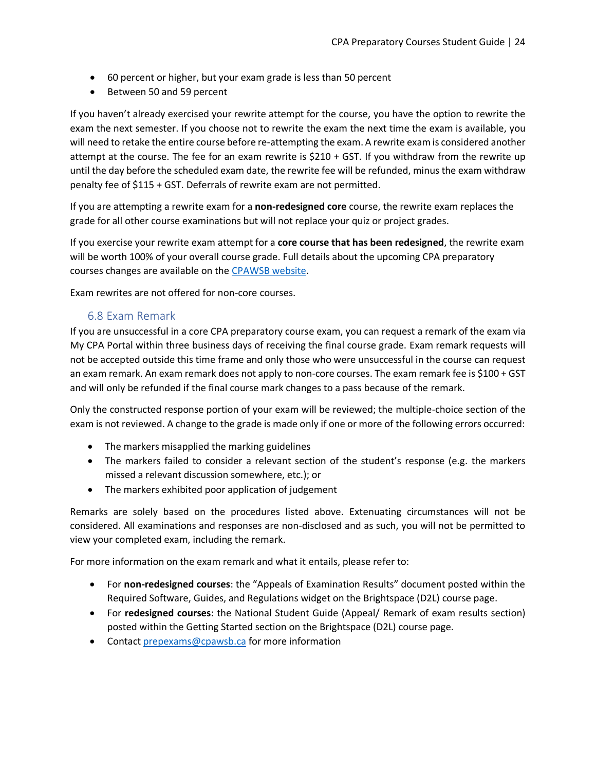- 60 percent or higher, but your exam grade is less than 50 percent
- Between 50 and 59 percent

If you haven't already exercised your rewrite attempt for the course, you have the option to rewrite the exam the next semester. If you choose not to rewrite the exam the next time the exam is available, you will need to retake the entire course before re-attempting the exam. A rewrite exam is considered another attempt at the course. The fee for an exam rewrite is $210 + GST. If you withdraw from the rewrite up until the day before the scheduled exam date, the rewrite fee will be refunded, minus the exam withdraw penalty fee of $115 + GST. Deferrals of rewrite exam are not permitted.

If you are attempting a rewrite exam for a **non-redesigned core** course, the rewrite exam replaces the grade for all other course examinations but will not replace your quiz or project grades.

If you exercise your rewrite exam attempt for a **core course that has been redesigned**, the rewrite exam will be worth 100% of your overall course grade. Full details about the upcoming CPA preparatory courses changes are available on the CPAWSB website.

Exam rewrites are not offered for non-core courses.

### 6.8 Exam Remark

If you are unsuccessful in a core CPA preparatory course exam, you can request a remark of the exam via My CPA Portal within three business days of receiving the final course grade. Exam remark requests will not be accepted outside this time frame and only those who were unsuccessful in the course can request an exam remark. An exam remark does not apply to non-core courses. The exam remark fee is $100 + GST and will only be refunded if the final course mark changes to a pass because of the remark.

Only the constructed response portion of your exam will be reviewed; the multiple-choice section of the exam is not reviewed. A change to the grade is made only if one or more of the following errors occurred:

- The markers misapplied the marking guidelines
- The markers failed to consider a relevant section of the student's response (e.g. the markers missed a relevant discussion somewhere, etc.); or
- The markers exhibited poor application of judgement

Remarks are solely based on the procedures listed above. Extenuating circumstances will not be considered. All examinations and responses are non-disclosed and as such, you will not be permitted to view your completed exam, including the remark.

For more information on the exam remark and what it entails, please refer to:

- For **non-redesigned courses**: the "Appeals of Examination Results" document posted within the Required Software, Guides, and Regulations widget on the Brightspace (D2L) course page.
- For **redesigned courses**: the National Student Guide (Appeal/ Remark of exam results section) posted within the Getting Started section on the Brightspace (D2L) course page.
- Contact prepexams@cpawsb.ca for more information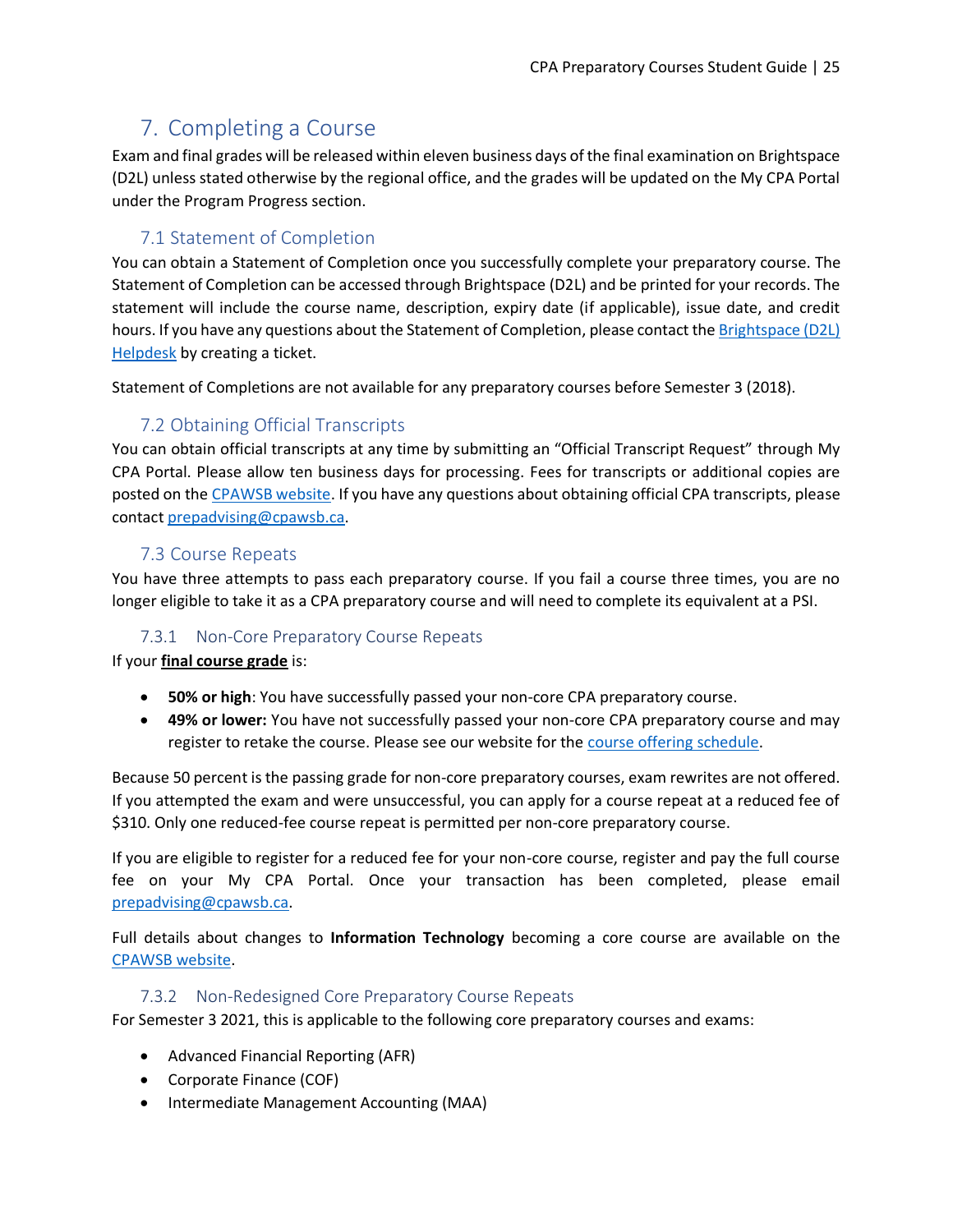# 7. Completing a Course

Exam and final grades will be released within eleven business days of the final examination on Brightspace (D2L) unless stated otherwise by the regional office, and the grades will be updated on the My CPA Portal under the Program Progress section.

## 7.1 Statement of Completion

You can obtain a Statement of Completion once you successfully complete your preparatory course. The Statement of Completion can be accessed through Brightspace (D2L) and be printed for your records. The statement will include the course name, description, expiry date (if applicable), issue date, and credit hours. If you have any questions about the Statement of Completion, please contact the Brightspace (D2L) Helpdesk by creating a ticket.

Statement of Completions are not available for any preparatory courses before Semester 3 (2018).

## 7.2 Obtaining Official Transcripts

You can obtain official transcripts at any time by submitting an "Official Transcript Request" through My CPA Portal. Please allow ten business days for processing. Fees for transcripts or additional copies are posted on the CPAWSB website. If you have any questions about obtaining official CPA transcripts, please contact prepadvising@cpawsb.ca.

## 7.3 Course Repeats

You have three attempts to pass each preparatory course. If you fail a course three times, you are no longer eligible to take it as a CPA preparatory course and will need to complete its equivalent at a PSI.

### 7.3.1 Non-Core Preparatory Course Repeats

If your **final course grade** is:

- **50% or high**: You have successfully passed your non-core CPA preparatory course.
- **49% or lower:** You have not successfully passed your non-core CPA preparatory course and may register to retake the course. Please see our website for the course offering schedule.

Because 50 percent is the passing grade for non-core preparatory courses, exam rewrites are not offered. If you attempted the exam and were unsuccessful, you can apply for a course repeat at a reduced fee of $310. Only one reduced-fee course repeat is permitted per non-core preparatory course.

If you are eligible to register for a reduced fee for your non-core course, register and pay the full course fee on your My CPA Portal. Once your transaction has been completed, please email prepadvising@cpawsb.ca.

Full details about changes to **Information Technology** becoming a core course are available on the CPAWSB website.

### 7.3.2 Non-Redesigned Core Preparatory Course Repeats

For Semester 3 2021, this is applicable to the following core preparatory courses and exams:

- Advanced Financial Reporting (AFR)
- Corporate Finance (COF)
- Intermediate Management Accounting (MAA)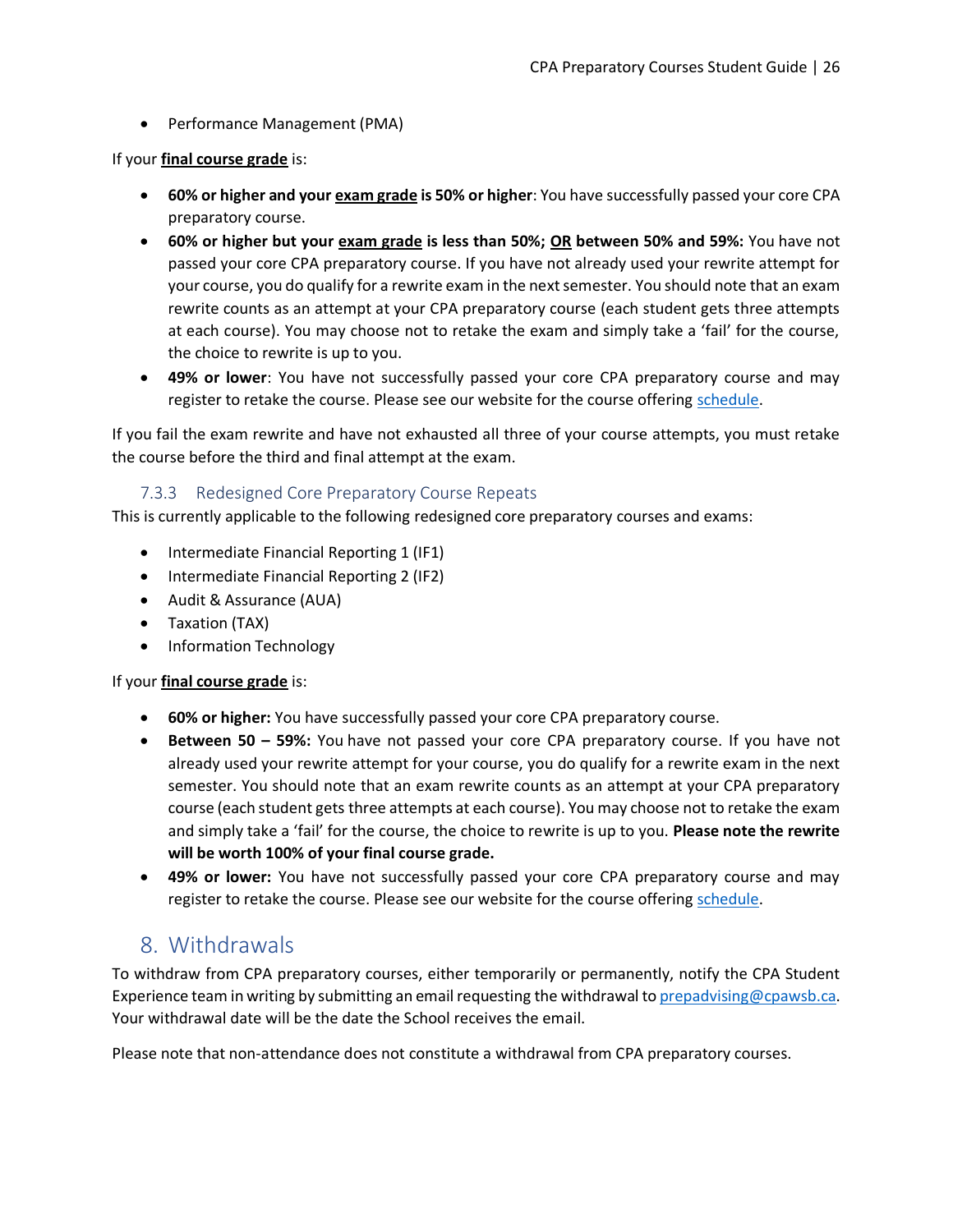- Performance Management (PMA)

If your **final course grade** is:

- **60% or higher and your exam grade is 50% or higher**: You have successfully passed your core CPA preparatory course.
- **60% or higher but your exam grade is less than 50%; OR between 50% and 59%:** You have not passed your core CPA preparatory course. If you have not already used your rewrite attempt for your course, you do qualify for a rewrite exam in the next semester. You should note that an exam rewrite counts as an attempt at your CPA preparatory course (each student gets three attempts at each course). You may choose not to retake the exam and simply take a 'fail' for the course, the choice to rewrite is up to you.
- **49% or lower**: You have not successfully passed your core CPA preparatory course and may register to retake the course. Please see our website for the course offering schedule.

If you fail the exam rewrite and have not exhausted all three of your course attempts, you must retake the course before the third and final attempt at the exam.

### 7.3.3 Redesigned Core Preparatory Course Repeats

This is currently applicable to the following redesigned core preparatory courses and exams:

- Intermediate Financial Reporting 1 (IF1)
- Intermediate Financial Reporting 2 (IF2)
- Audit & Assurance (AUA)
- Taxation (TAX)
- Information Technology

If your **final course grade** is:

- **60% or higher:** You have successfully passed your core CPA preparatory course.
- **Between 50 – 59%:** You have not passed your core CPA preparatory course. If you have not already used your rewrite attempt for your course, you do qualify for a rewrite exam in the next semester. You should note that an exam rewrite counts as an attempt at your CPA preparatory course (each student gets three attempts at each course). You may choose not to retake the exam and simply take a 'fail' for the course, the choice to rewrite is up to you. **Please note the rewrite will be worth 100% of your final course grade.**
- **49% or lower:** You have not successfully passed your core CPA preparatory course and may register to retake the course. Please see our website for the course offering schedule.

## 8. Withdrawals

To withdraw from CPA preparatory courses, either temporarily or permanently, notify the CPA Student Experience team in writing by submitting an email requesting the withdrawal to prepadvising@cpawsb.ca. Your withdrawal date will be the date the School receives the email.

Please note that non-attendance does not constitute a withdrawal from CPA preparatory courses.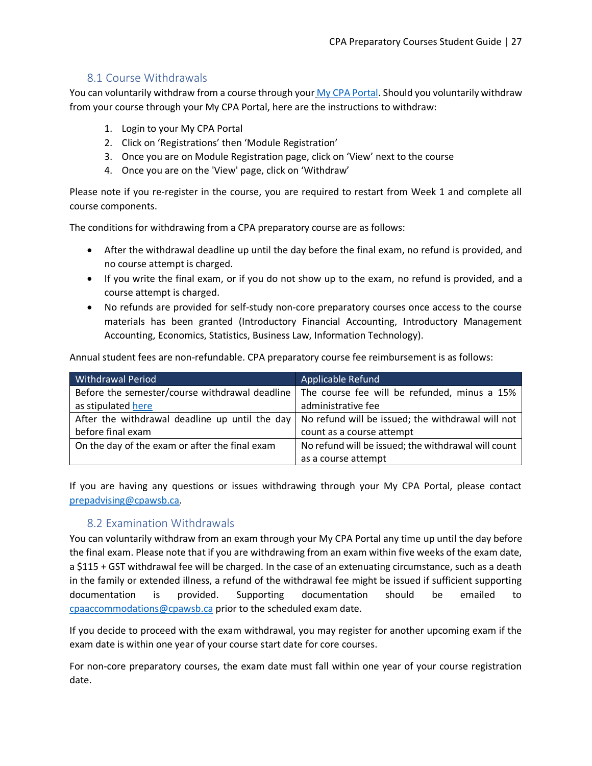## 8.1 Course Withdrawals

You can voluntarily withdraw from a course through your [My CPA Portal](). Should you voluntarily withdraw from your course through your My CPA Portal, here are the instructions to withdraw:

1. Login to your My CPA Portal
2. Click on 'Registrations' then 'Module Registration'
3. Once you are on Module Registration page, click on 'View' next to the course
4. Once you are on the 'View' page, click on 'Withdraw'

Please note if you re-register in the course, you are required to restart from Week 1 and complete all course components.

The conditions for withdrawing from a CPA preparatory course are as follows:

- After the withdrawal deadline up until the day before the final exam, no refund is provided, and no course attempt is charged.
- If you write the final exam, or if you do not show up to the exam, no refund is provided, and a course attempt is charged.
- No refunds are provided for self-study non-core preparatory courses once access to the course materials has been granted (Introductory Financial Accounting, Introductory Management Accounting, Economics, Statistics, Business Law, Information Technology).

Annual student fees are non-refundable. CPA preparatory course fee reimbursement is as follows:

| Withdrawal Period | Applicable Refund |
|---|---|
| Before the semester/course withdrawal deadline as stipulated [here]() | The course fee will be refunded, minus a 15% administrative fee |
| After the withdrawal deadline up until the day before final exam | No refund will be issued; the withdrawal will not count as a course attempt |
| On the day of the exam or after the final exam | No refund will be issued; the withdrawal will count as a course attempt |

If you are having any questions or issues withdrawing through your My CPA Portal, please contact [prepadvising@cpawsb.ca](mailto:prepadvising@cpawsb.ca).

## 8.2 Examination Withdrawals

You can voluntarily withdraw from an exam through your My CPA Portal any time up until the day before the final exam. Please note that if you are withdrawing from an exam within five weeks of the exam date, a $115 + GST withdrawal fee will be charged. In the case of an extenuating circumstance, such as a death in the family or extended illness, a refund of the withdrawal fee might be issued if sufficient supporting documentation is provided. Supporting documentation should be emailed to [cpaaccommodations@cpawsb.ca](mailto:cpaaccommodations@cpawsb.ca) prior to the scheduled exam date.

If you decide to proceed with the exam withdrawal, you may register for another upcoming exam if the exam date is within one year of your course start date for core courses.

For non-core preparatory courses, the exam date must fall within one year of your course registration date.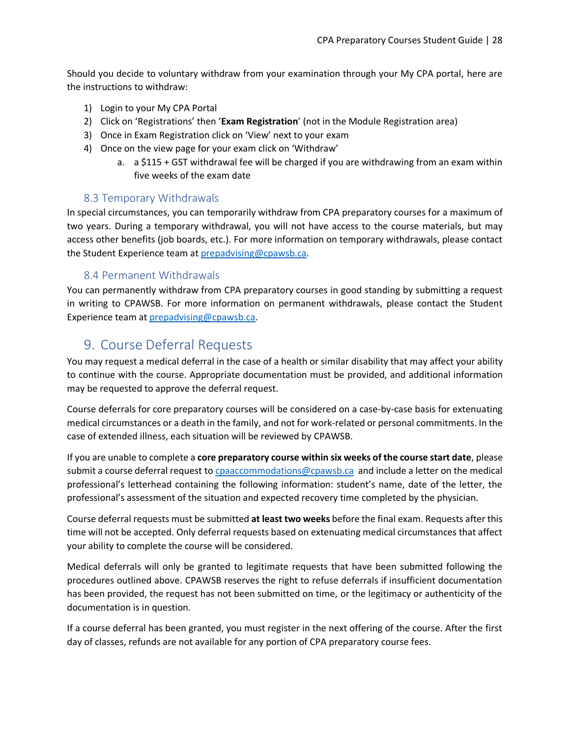Should you decide to voluntary withdraw from your examination through your My CPA portal, here are the instructions to withdraw:

1) Login to your My CPA Portal
2) Click on 'Registrations' then '**Exam Registration**' (not in the Module Registration area)
3) Once in Exam Registration click on 'View' next to your exam
4) Once on the view page for your exam click on 'Withdraw'
    a. a $115 + GST withdrawal fee will be charged if you are withdrawing from an exam within five weeks of the exam date

### 8.3 Temporary Withdrawals

In special circumstances, you can temporarily withdraw from CPA preparatory courses for a maximum of two years. During a temporary withdrawal, you will not have access to the course materials, but may access other benefits (job boards, etc.). For more information on temporary withdrawals, please contact the Student Experience team at prepadvising@cpawsb.ca.

### 8.4 Permanent Withdrawals

You can permanently withdraw from CPA preparatory courses in good standing by submitting a request in writing to CPAWSB. For more information on permanent withdrawals, please contact the Student Experience team at prepadvising@cpawsb.ca.

## 9. Course Deferral Requests

You may request a medical deferral in the case of a health or similar disability that may affect your ability to continue with the course. Appropriate documentation must be provided, and additional information may be requested to approve the deferral request.

Course deferrals for core preparatory courses will be considered on a case-by-case basis for extenuating medical circumstances or a death in the family, and not for work-related or personal commitments. In the case of extended illness, each situation will be reviewed by CPAWSB.

If you are unable to complete a **core preparatory course within six weeks of the course start date**, please submit a course deferral request to cpaaccommodations@cpawsb.ca and include a letter on the medical professional's letterhead containing the following information: student's name, date of the letter, the professional's assessment of the situation and expected recovery time completed by the physician.

Course deferral requests must be submitted **at least two weeks** before the final exam. Requests after this time will not be accepted. Only deferral requests based on extenuating medical circumstances that affect your ability to complete the course will be considered.

Medical deferrals will only be granted to legitimate requests that have been submitted following the procedures outlined above. CPAWSB reserves the right to refuse deferrals if insufficient documentation has been provided, the request has not been submitted on time, or the legitimacy or authenticity of the documentation is in question.

If a course deferral has been granted, you must register in the next offering of the course. After the first day of classes, refunds are not available for any portion of CPA preparatory course fees.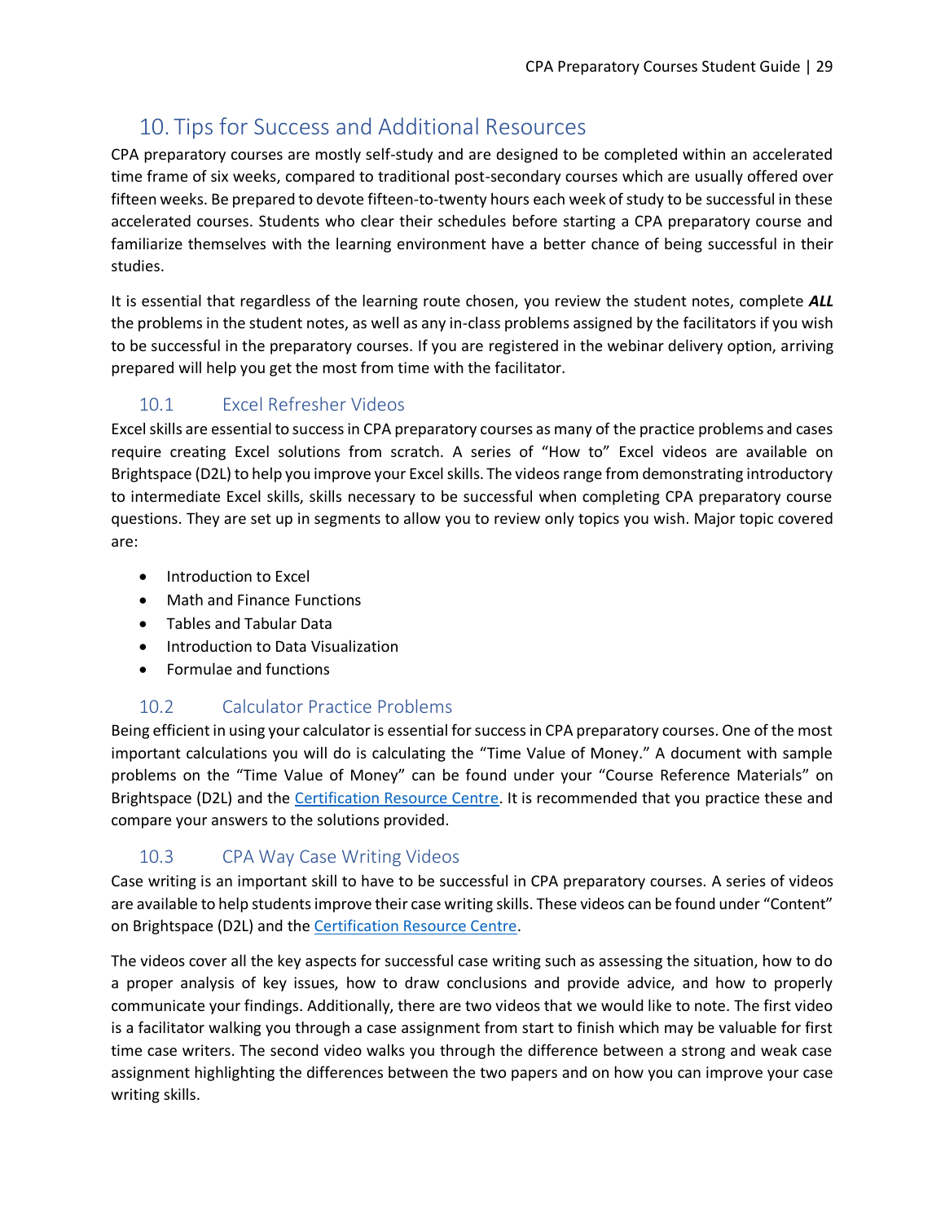# 10. Tips for Success and Additional Resources

CPA preparatory courses are mostly self-study and are designed to be completed within an accelerated time frame of six weeks, compared to traditional post-secondary courses which are usually offered over fifteen weeks. Be prepared to devote fifteen-to-twenty hours each week of study to be successful in these accelerated courses. Students who clear their schedules before starting a CPA preparatory course and familiarize themselves with the learning environment have a better chance of being successful in their studies.

It is essential that regardless of the learning route chosen, you review the student notes, complete ***ALL*** the problems in the student notes, as well as any in-class problems assigned by the facilitators if you wish to be successful in the preparatory courses. If you are registered in the webinar delivery option, arriving prepared will help you get the most from time with the facilitator.

## 10.1 Excel Refresher Videos

Excel skills are essential to success in CPA preparatory courses as many of the practice problems and cases require creating Excel solutions from scratch. A series of "How to" Excel videos are available on Brightspace (D2L) to help you improve your Excel skills. The videos range from demonstrating introductory to intermediate Excel skills, skills necessary to be successful when completing CPA preparatory course questions. They are set up in segments to allow you to review only topics you wish. Major topic covered are:

- Introduction to Excel
- Math and Finance Functions
- Tables and Tabular Data
- Introduction to Data Visualization
- Formulae and functions

## 10.2 Calculator Practice Problems

Being efficient in using your calculator is essential for success in CPA preparatory courses. One of the most important calculations you will do is calculating the "Time Value of Money." A document with sample problems on the "Time Value of Money" can be found under your "Course Reference Materials" on Brightspace (D2L) and the Certification Resource Centre. It is recommended that you practice these and compare your answers to the solutions provided.

## 10.3 CPA Way Case Writing Videos

Case writing is an important skill to have to be successful in CPA preparatory courses. A series of videos are available to help students improve their case writing skills. These videos can be found under "Content" on Brightspace (D2L) and the Certification Resource Centre.

The videos cover all the key aspects for successful case writing such as assessing the situation, how to do a proper analysis of key issues, how to draw conclusions and provide advice, and how to properly communicate your findings. Additionally, there are two videos that we would like to note. The first video is a facilitator walking you through a case assignment from start to finish which may be valuable for first time case writers. The second video walks you through the difference between a strong and weak case assignment highlighting the differences between the two papers and on how you can improve your case writing skills.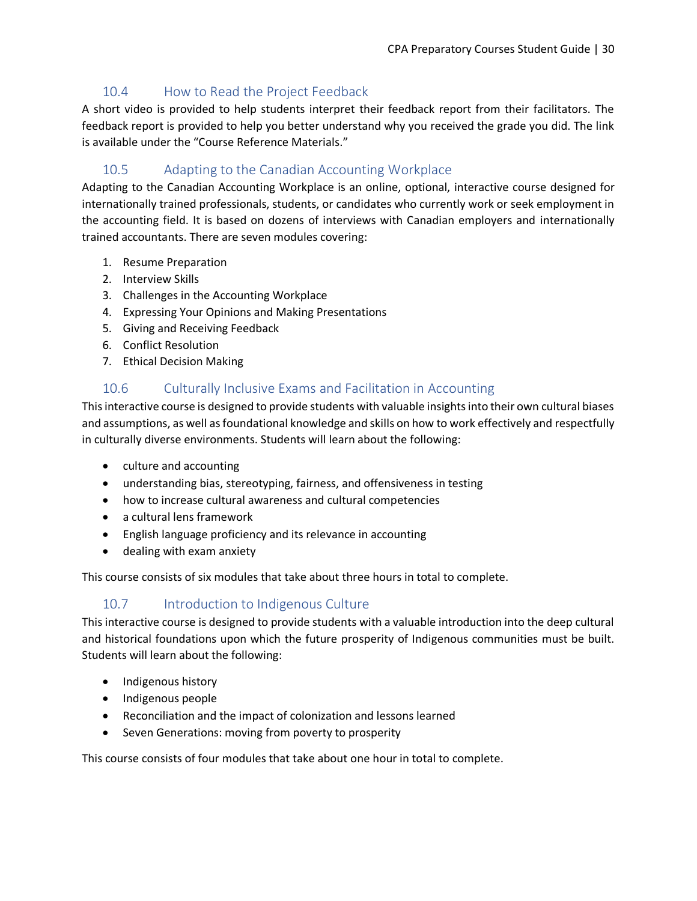## 10.4 How to Read the Project Feedback

A short video is provided to help students interpret their feedback report from their facilitators. The feedback report is provided to help you better understand why you received the grade you did. The link is available under the "Course Reference Materials."

## 10.5 Adapting to the Canadian Accounting Workplace

Adapting to the Canadian Accounting Workplace is an online, optional, interactive course designed for internationally trained professionals, students, or candidates who currently work or seek employment in the accounting field. It is based on dozens of interviews with Canadian employers and internationally trained accountants. There are seven modules covering:

1. Resume Preparation
2. Interview Skills
3. Challenges in the Accounting Workplace
4. Expressing Your Opinions and Making Presentations
5. Giving and Receiving Feedback
6. Conflict Resolution
7. Ethical Decision Making

## 10.6 Culturally Inclusive Exams and Facilitation in Accounting

This interactive course is designed to provide students with valuable insights into their own cultural biases and assumptions, as well as foundational knowledge and skills on how to work effectively and respectfully in culturally diverse environments. Students will learn about the following:

- culture and accounting
- understanding bias, stereotyping, fairness, and offensiveness in testing
- how to increase cultural awareness and cultural competencies
- a cultural lens framework
- English language proficiency and its relevance in accounting
- dealing with exam anxiety

This course consists of six modules that take about three hours in total to complete.

## 10.7 Introduction to Indigenous Culture

This interactive course is designed to provide students with a valuable introduction into the deep cultural and historical foundations upon which the future prosperity of Indigenous communities must be built. Students will learn about the following:

- Indigenous history
- Indigenous people
- Reconciliation and the impact of colonization and lessons learned
- Seven Generations: moving from poverty to prosperity

This course consists of four modules that take about one hour in total to complete.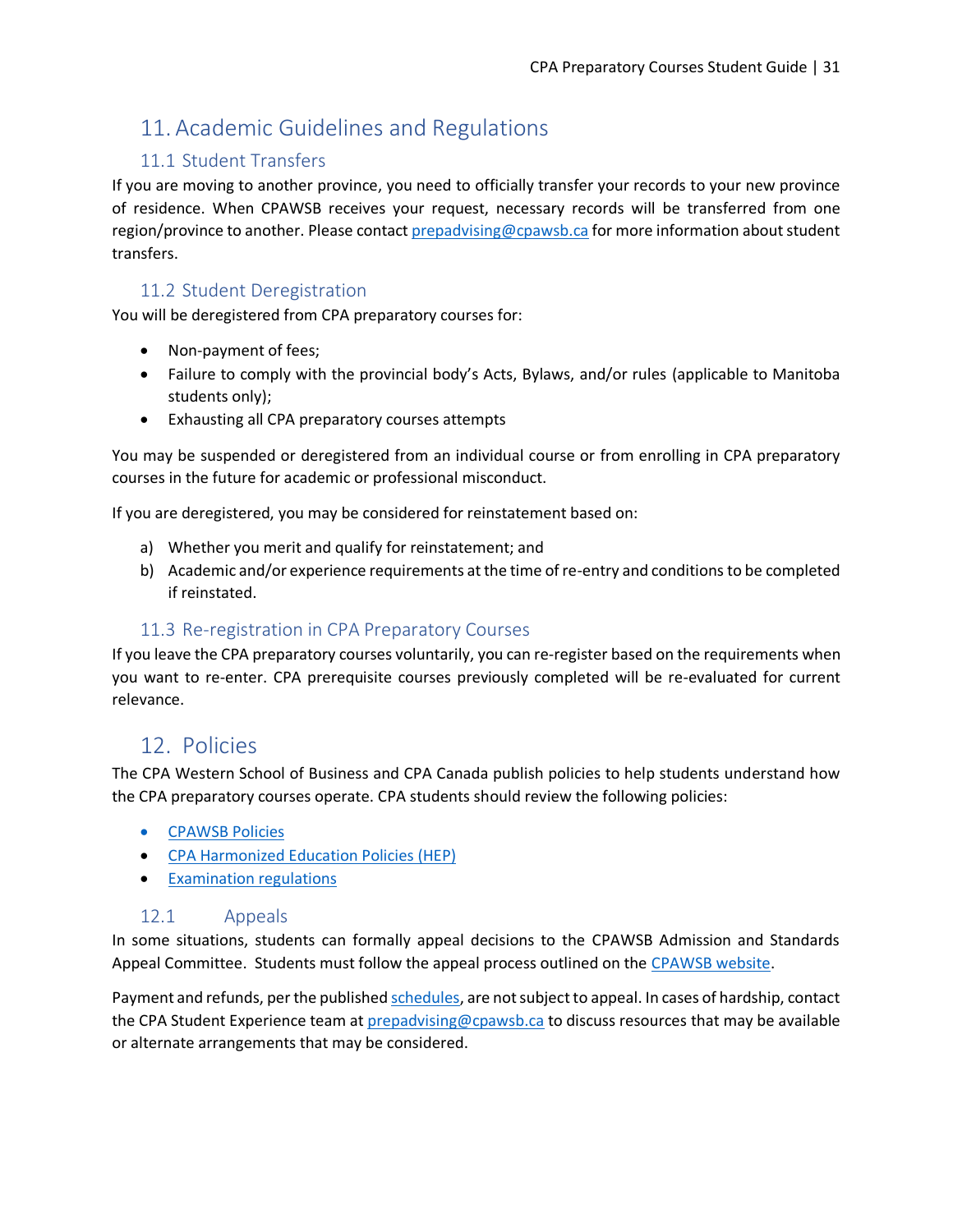# 11. Academic Guidelines and Regulations

## 11.1 Student Transfers

If you are moving to another province, you need to officially transfer your records to your new province of residence. When CPAWSB receives your request, necessary records will be transferred from one region/province to another. Please contact prepadvising@cpawsb.ca for more information about student transfers.

## 11.2 Student Deregistration

You will be deregistered from CPA preparatory courses for:

- Non-payment of fees;
- Failure to comply with the provincial body's Acts, Bylaws, and/or rules (applicable to Manitoba students only);
- Exhausting all CPA preparatory courses attempts

You may be suspended or deregistered from an individual course or from enrolling in CPA preparatory courses in the future for academic or professional misconduct.

If you are deregistered, you may be considered for reinstatement based on:

a) Whether you merit and qualify for reinstatement; and
b) Academic and/or experience requirements at the time of re-entry and conditions to be completed if reinstated.

## 11.3 Re-registration in CPA Preparatory Courses

If you leave the CPA preparatory courses voluntarily, you can re-register based on the requirements when you want to re-enter. CPA prerequisite courses previously completed will be re-evaluated for current relevance.

# 12. Policies

The CPA Western School of Business and CPA Canada publish policies to help students understand how the CPA preparatory courses operate. CPA students should review the following policies:

- CPAWSB Policies
- CPA Harmonized Education Policies (HEP)
- Examination regulations

## 12.1 Appeals

In some situations, students can formally appeal decisions to the CPAWSB Admission and Standards Appeal Committee. Students must follow the appeal process outlined on the CPAWSB website.

Payment and refunds, per the published schedules, are not subject to appeal. In cases of hardship, contact the CPA Student Experience team at prepadvising@cpawsb.ca to discuss resources that may be available or alternate arrangements that may be considered.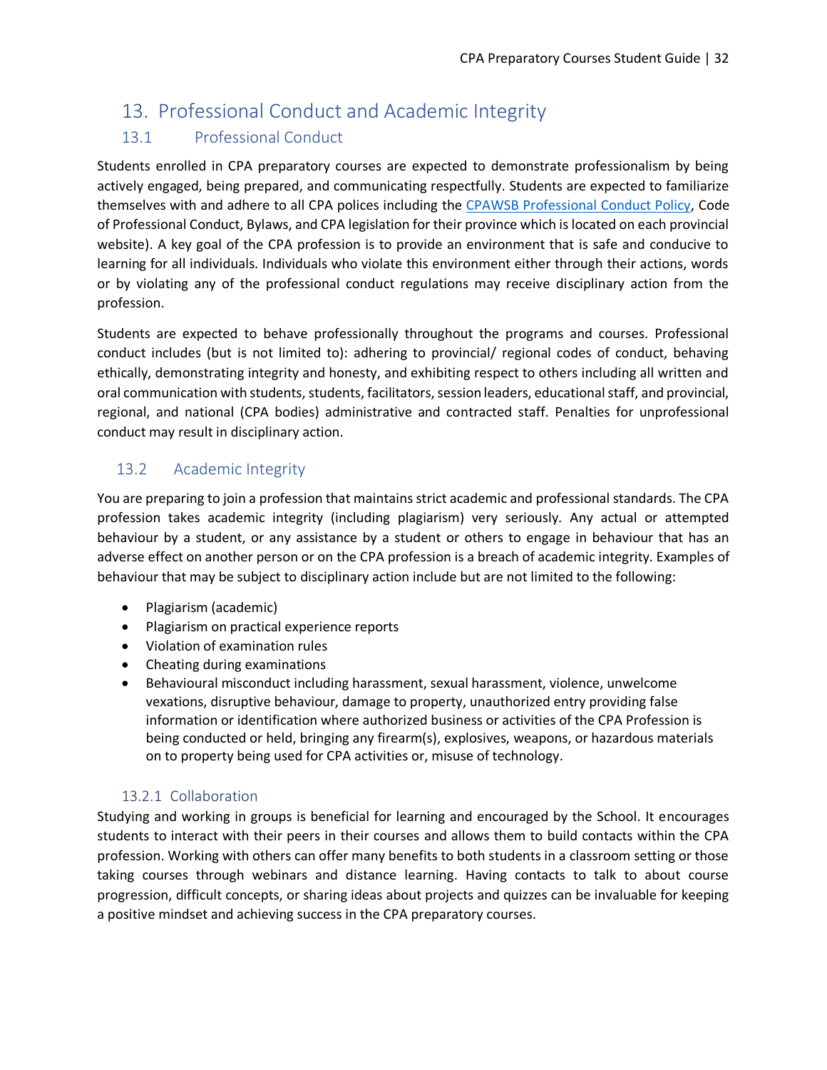# 13. Professional Conduct and Academic Integrity

## 13.1 Professional Conduct

Students enrolled in CPA preparatory courses are expected to demonstrate professionalism by being actively engaged, being prepared, and communicating respectfully. Students are expected to familiarize themselves with and adhere to all CPA polices including the [CPAWSB Professional Conduct Policy](), Code of Professional Conduct, Bylaws, and CPA legislation for their province which is located on each provincial website). A key goal of the CPA profession is to provide an environment that is safe and conducive to learning for all individuals. Individuals who violate this environment either through their actions, words or by violating any of the professional conduct regulations may receive disciplinary action from the profession.

Students are expected to behave professionally throughout the programs and courses. Professional conduct includes (but is not limited to): adhering to provincial/ regional codes of conduct, behaving ethically, demonstrating integrity and honesty, and exhibiting respect to others including all written and oral communication with students, students, facilitators, session leaders, educational staff, and provincial, regional, and national (CPA bodies) administrative and contracted staff. Penalties for unprofessional conduct may result in disciplinary action.

## 13.2 Academic Integrity

You are preparing to join a profession that maintains strict academic and professional standards. The CPA profession takes academic integrity (including plagiarism) very seriously. Any actual or attempted behaviour by a student, or any assistance by a student or others to engage in behaviour that has an adverse effect on another person or on the CPA profession is a breach of academic integrity. Examples of behaviour that may be subject to disciplinary action include but are not limited to the following:

- Plagiarism (academic)
- Plagiarism on practical experience reports
- Violation of examination rules
- Cheating during examinations
- Behavioural misconduct including harassment, sexual harassment, violence, unwelcome vexations, disruptive behaviour, damage to property, unauthorized entry providing false information or identification where authorized business or activities of the CPA Profession is being conducted or held, bringing any firearm(s), explosives, weapons, or hazardous materials on to property being used for CPA activities or, misuse of technology.

### 13.2.1 Collaboration

Studying and working in groups is beneficial for learning and encouraged by the School. It encourages students to interact with their peers in their courses and allows them to build contacts within the CPA profession. Working with others can offer many benefits to both students in a classroom setting or those taking courses through webinars and distance learning. Having contacts to talk to about course progression, difficult concepts, or sharing ideas about projects and quizzes can be invaluable for keeping a positive mindset and achieving success in the CPA preparatory courses.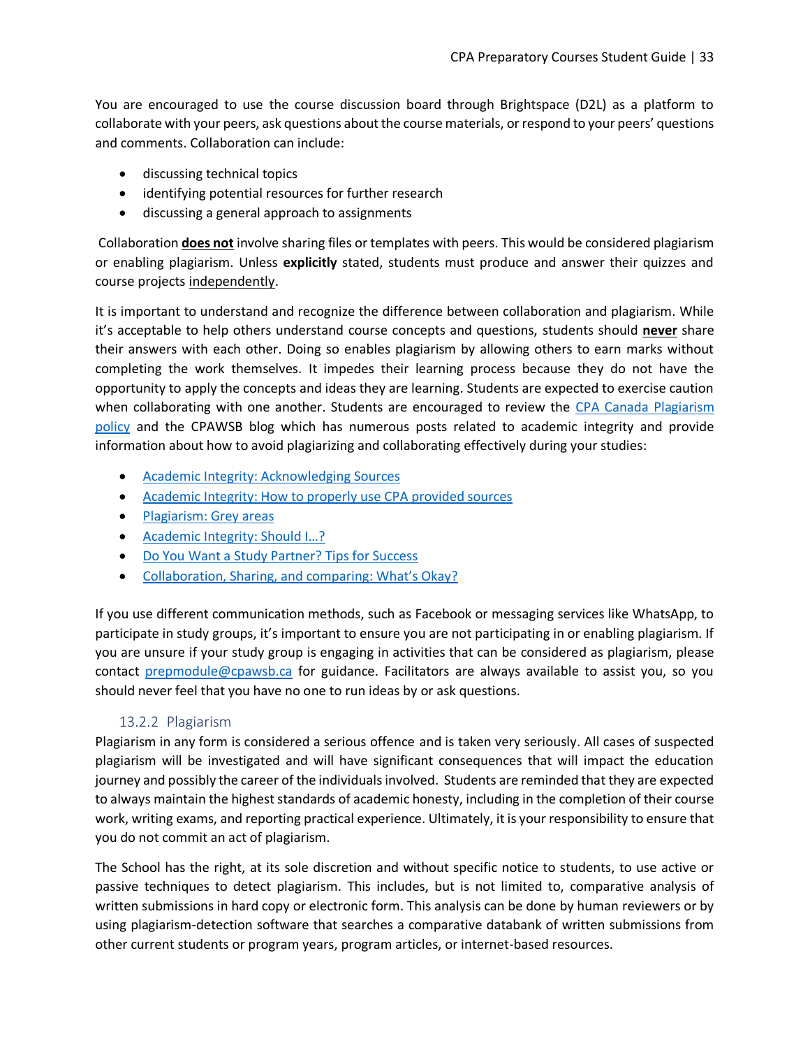You are encouraged to use the course discussion board through Brightspace (D2L) as a platform to collaborate with your peers, ask questions about the course materials, or respond to your peers' questions and comments. Collaboration can include:

- discussing technical topics
- identifying potential resources for further research
- discussing a general approach to assignments

Collaboration **does not** involve sharing files or templates with peers. This would be considered plagiarism or enabling plagiarism. Unless **explicitly** stated, students must produce and answer their quizzes and course projects independently.

It is important to understand and recognize the difference between collaboration and plagiarism. While it's acceptable to help others understand course concepts and questions, students should **never** share their answers with each other. Doing so enables plagiarism by allowing others to earn marks without completing the work themselves. It impedes their learning process because they do not have the opportunity to apply the concepts and ideas they are learning. Students are expected to exercise caution when collaborating with one another. Students are encouraged to review the CPA Canada Plagiarism policy and the CPAWSB blog which has numerous posts related to academic integrity and provide information about how to avoid plagiarizing and collaborating effectively during your studies:

- Academic Integrity: Acknowledging Sources
- Academic Integrity: How to properly use CPA provided sources
- Plagiarism: Grey areas
- Academic Integrity: Should I…?
- Do You Want a Study Partner? Tips for Success
- Collaboration, Sharing, and comparing: What's Okay?

If you use different communication methods, such as Facebook or messaging services like WhatsApp, to participate in study groups, it's important to ensure you are not participating in or enabling plagiarism. If you are unsure if your study group is engaging in activities that can be considered as plagiarism, please contact prepmodule@cpawsb.ca for guidance. Facilitators are always available to assist you, so you should never feel that you have no one to run ideas by or ask questions.

### 13.2.2 Plagiarism

Plagiarism in any form is considered a serious offence and is taken very seriously. All cases of suspected plagiarism will be investigated and will have significant consequences that will impact the education journey and possibly the career of the individuals involved. Students are reminded that they are expected to always maintain the highest standards of academic honesty, including in the completion of their course work, writing exams, and reporting practical experience. Ultimately, it is your responsibility to ensure that you do not commit an act of plagiarism.

The School has the right, at its sole discretion and without specific notice to students, to use active or passive techniques to detect plagiarism. This includes, but is not limited to, comparative analysis of written submissions in hard copy or electronic form. This analysis can be done by human reviewers or by using plagiarism-detection software that searches a comparative databank of written submissions from other current students or program years, program articles, or internet-based resources.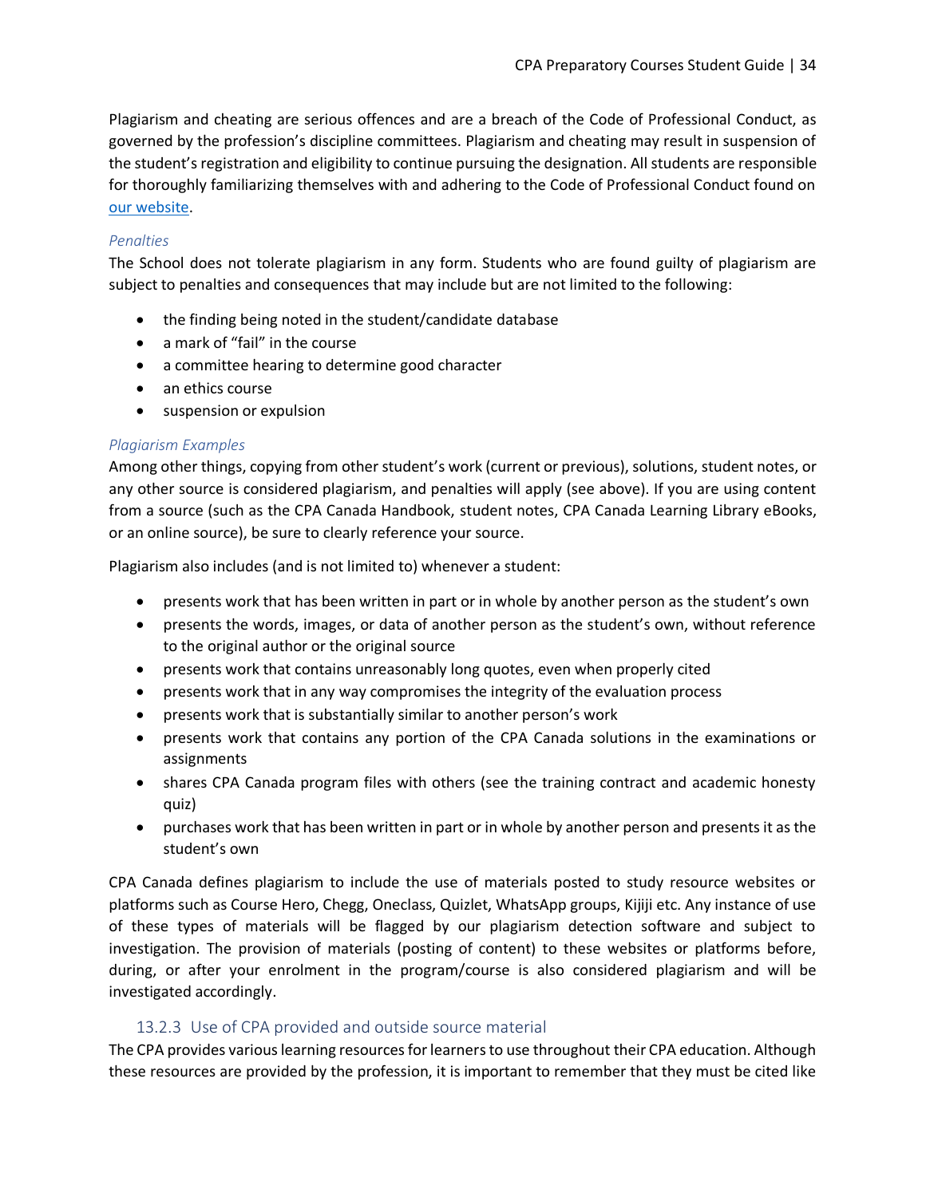Plagiarism and cheating are serious offences and are a breach of the Code of Professional Conduct, as governed by the profession's discipline committees. Plagiarism and cheating may result in suspension of the student's registration and eligibility to continue pursuing the designation. All students are responsible for thoroughly familiarizing themselves with and adhering to the Code of Professional Conduct found on [our website](our website).

#### *Penalties*

The School does not tolerate plagiarism in any form. Students who are found guilty of plagiarism are subject to penalties and consequences that may include but are not limited to the following:

- the finding being noted in the student/candidate database
- a mark of "fail" in the course
- a committee hearing to determine good character
- an ethics course
- suspension or expulsion

#### *Plagiarism Examples*

Among other things, copying from other student's work (current or previous), solutions, student notes, or any other source is considered plagiarism, and penalties will apply (see above). If you are using content from a source (such as the CPA Canada Handbook, student notes, CPA Canada Learning Library eBooks, or an online source), be sure to clearly reference your source.

Plagiarism also includes (and is not limited to) whenever a student:

- presents work that has been written in part or in whole by another person as the student's own
- presents the words, images, or data of another person as the student's own, without reference to the original author or the original source
- presents work that contains unreasonably long quotes, even when properly cited
- presents work that in any way compromises the integrity of the evaluation process
- presents work that is substantially similar to another person's work
- presents work that contains any portion of the CPA Canada solutions in the examinations or assignments
- shares CPA Canada program files with others (see the training contract and academic honesty quiz)
- purchases work that has been written in part or in whole by another person and presents it as the student's own

CPA Canada defines plagiarism to include the use of materials posted to study resource websites or platforms such as Course Hero, Chegg, Oneclass, Quizlet, WhatsApp groups, Kijiji etc. Any instance of use of these types of materials will be flagged by our plagiarism detection software and subject to investigation. The provision of materials (posting of content) to these websites or platforms before, during, or after your enrolment in the program/course is also considered plagiarism and will be investigated accordingly.

### 13.2.3 Use of CPA provided and outside source material

The CPA provides various learning resources for learners to use throughout their CPA education. Although these resources are provided by the profession, it is important to remember that they must be cited like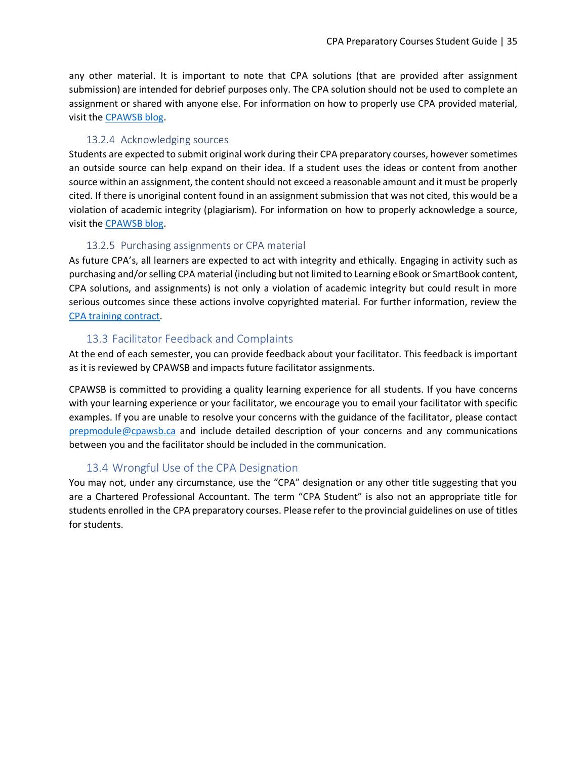any other material. It is important to note that CPA solutions (that are provided after assignment submission) are intended for debrief purposes only. The CPA solution should not be used to complete an assignment or shared with anyone else. For information on how to properly use CPA provided material, visit the [CPAWSB blog](#).

### 13.2.4 Acknowledging sources

Students are expected to submit original work during their CPA preparatory courses, however sometimes an outside source can help expand on their idea. If a student uses the ideas or content from another source within an assignment, the content should not exceed a reasonable amount and it must be properly cited. If there is unoriginal content found in an assignment submission that was not cited, this would be a violation of academic integrity (plagiarism). For information on how to properly acknowledge a source, visit the [CPAWSB blog](#).

### 13.2.5 Purchasing assignments or CPA material

As future CPA's, all learners are expected to act with integrity and ethically. Engaging in activity such as purchasing and/or selling CPA material (including but not limited to Learning eBook or SmartBook content, CPA solutions, and assignments) is not only a violation of academic integrity but could result in more serious outcomes since these actions involve copyrighted material. For further information, review the [CPA training contract](#).

## 13.3 Facilitator Feedback and Complaints

At the end of each semester, you can provide feedback about your facilitator. This feedback is important as it is reviewed by CPAWSB and impacts future facilitator assignments.

CPAWSB is committed to providing a quality learning experience for all students. If you have concerns with your learning experience or your facilitator, we encourage you to email your facilitator with specific examples. If you are unable to resolve your concerns with the guidance of the facilitator, please contact [prepmodule@cpawsb.ca](mailto:prepmodule@cpawsb.ca) and include detailed description of your concerns and any communications between you and the facilitator should be included in the communication.

## 13.4 Wrongful Use of the CPA Designation

You may not, under any circumstance, use the "CPA" designation or any other title suggesting that you are a Chartered Professional Accountant. The term "CPA Student" is also not an appropriate title for students enrolled in the CPA preparatory courses. Please refer to the provincial guidelines on use of titles for students.